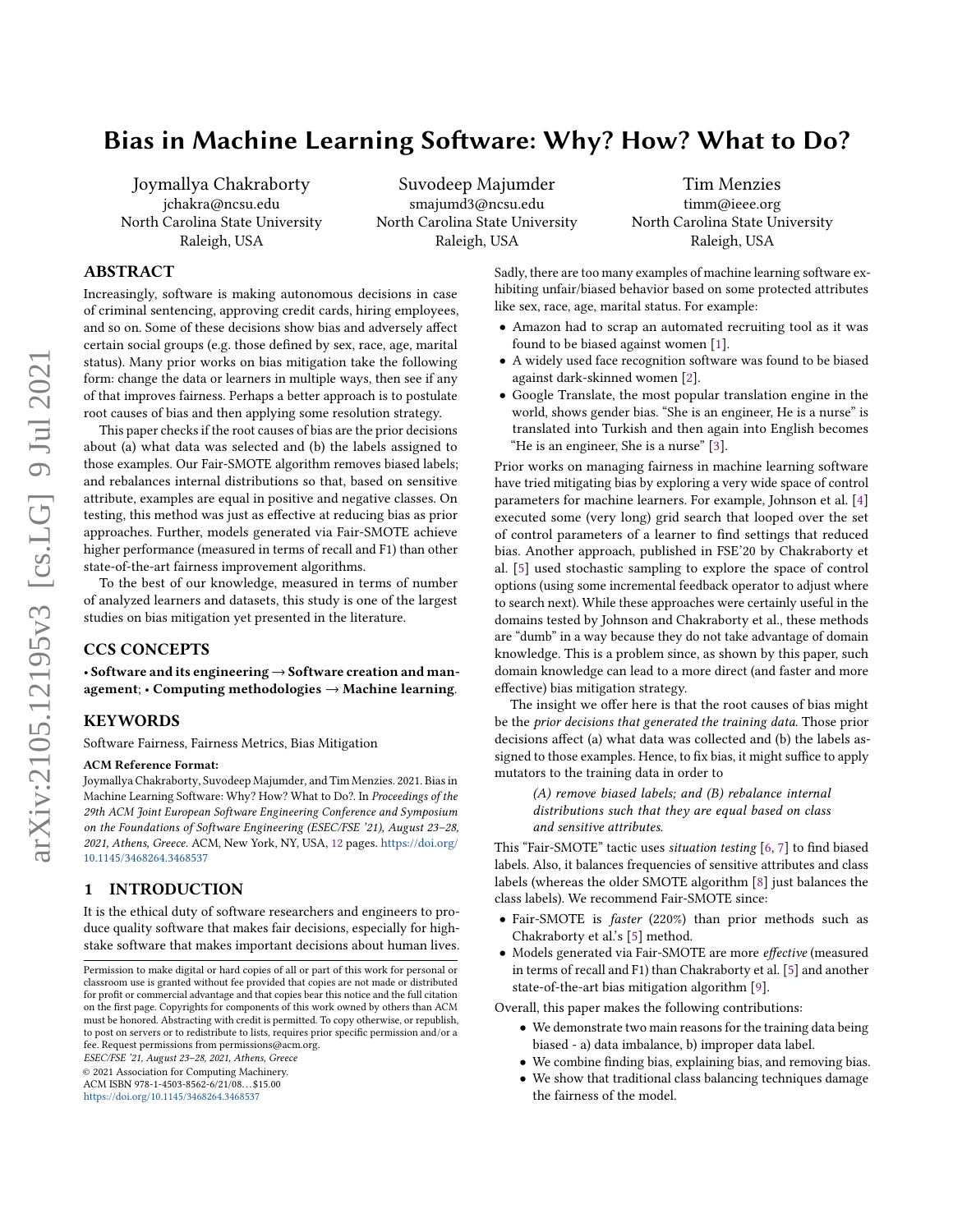# Bias in Machine Learning Software: Why? How? What to Do?

Joymallya Chakraborty
jchakra@ncsu.edu
North Carolina State University
Raleigh, USA

Suvodeep Majumder
smajumd3@ncsu.edu
North Carolina State University
Raleigh, USA

Tim Menzies
timm@ieee.org
North Carolina State University
Raleigh, USA

## ABSTRACT

Increasingly, software is making autonomous decisions in case of criminal sentencing, approving credit cards, hiring employees, and so on. Some of these decisions show bias and adversely affect certain social groups (e.g. those defined by sex, race, age, marital status). Many prior works on bias mitigation take the following form: change the data or learners in multiple ways, then see if any of that improves fairness. Perhaps a better approach is to postulate root causes of bias and then applying some resolution strategy.

This paper checks if the root causes of bias are the prior decisions about (a) what data was selected and (b) the labels assigned to those examples. Our Fair-SMOTE algorithm removes biased labels; and rebalances internal distributions so that, based on sensitive attribute, examples are equal in positive and negative classes. On testing, this method was just as effective at reducing bias as prior approaches. Further, models generated via Fair-SMOTE achieve higher performance (measured in terms of recall and F1) than other state-of-the-art fairness improvement algorithms.

To the best of our knowledge, measured in terms of number of analyzed learners and datasets, this study is one of the largest studies on bias mitigation yet presented in the literature.

## CCS CONCEPTS

• **Software and its engineering** → **Software creation and management**; • **Computing methodologies** → **Machine learning**.

## KEYWORDS

Software Fairness, Fairness Metrics, Bias Mitigation

**ACM Reference Format:**
Joymallya Chakraborty, Suvodeep Majumder, and Tim Menzies. 2021. Bias in Machine Learning Software: Why? How? What to Do?. In *Proceedings of the 29th ACM Joint European Software Engineering Conference and Symposium on the Foundations of Software Engineering (ESEC/FSE '21), August 23–28, 2021, Athens, Greece.* ACM, New York, NY, USA, 12 pages. https://doi.org/10.1145/3468264.3468537

Permission to make digital or hard copies of all or part of this work for personal or classroom use is granted without fee provided that copies are not made or distributed for profit or commercial advantage and that copies bear this notice and the full citation on the first page. Copyrights for components of this work owned by others than ACM must be honored. Abstracting with credit is permitted. To copy otherwise, or republish, to post on servers or to redistribute to lists, requires prior specific permission and/or a fee. Request permissions from permissions@acm.org.
*ESEC/FSE '21, August 23–28, 2021, Athens, Greece*
© 2021 Association for Computing Machinery.
ACM ISBN 978-1-4503-8562-6/21/08...$15.00
https://doi.org/10.1145/3468264.3468537

## 1 INTRODUCTION

It is the ethical duty of software researchers and engineers to produce quality software that makes fair decisions, especially for high-stake software that makes important decisions about human lives. Sadly, there are too many examples of machine learning software exhibiting unfair/biased behavior based on some protected attributes like sex, race, age, marital status. For example:

- Amazon had to scrap an automated recruiting tool as it was found to be biased against women [1].
- A widely used face recognition software was found to be biased against dark-skinned women [2].
- Google Translate, the most popular translation engine in the world, shows gender bias. "She is an engineer, He is a nurse" is translated into Turkish and then again into English becomes "He is an engineer, She is a nurse" [3].

Prior works on managing fairness in machine learning software have tried mitigating bias by exploring a very wide space of control parameters for machine learners. For example, Johnson et al. [4] executed some (very long) grid search that looped over the set of control parameters of a learner to find settings that reduced bias. Another approach, published in FSE'20 by Chakraborty et al. [5] used stochastic sampling to explore the space of control options (using some incremental feedback operator to adjust where to search next). While these approaches were certainly useful in the domains tested by Johnson and Chakraborty et al., these methods are "dumb" in a way because they do not take advantage of domain knowledge. This is a problem since, as shown by this paper, such domain knowledge can lead to a more direct (and faster and more effective) bias mitigation strategy.

The insight we offer here is that the root causes of bias might be the *prior decisions that generated the training data*. Those prior decisions affect (a) what data was collected and (b) the labels assigned to those examples. Hence, to fix bias, it might suffice to apply mutators to the training data in order to

> *(A) remove biased labels; and (B) rebalance internal distributions such that they are equal based on class and sensitive attributes.*

This "Fair-SMOTE" tactic uses *situation testing* [6, 7] to find biased labels. Also, it balances frequencies of sensitive attributes and class labels (whereas the older SMOTE algorithm [8] just balances the class labels). We recommend Fair-SMOTE since:

- Fair-SMOTE is *faster* (220%) than prior methods such as Chakraborty et al.'s [5] method.
- Models generated via Fair-SMOTE are more *effective* (measured in terms of recall and F1) than Chakraborty et al. [5] and another state-of-the-art bias mitigation algorithm [9].

Overall, this paper makes the following contributions:

- We demonstrate two main reasons for the training data being biased - a) data imbalance, b) improper data label.
- We combine finding bias, explaining bias, and removing bias.
- We show that traditional class balancing techniques damage the fairness of the model.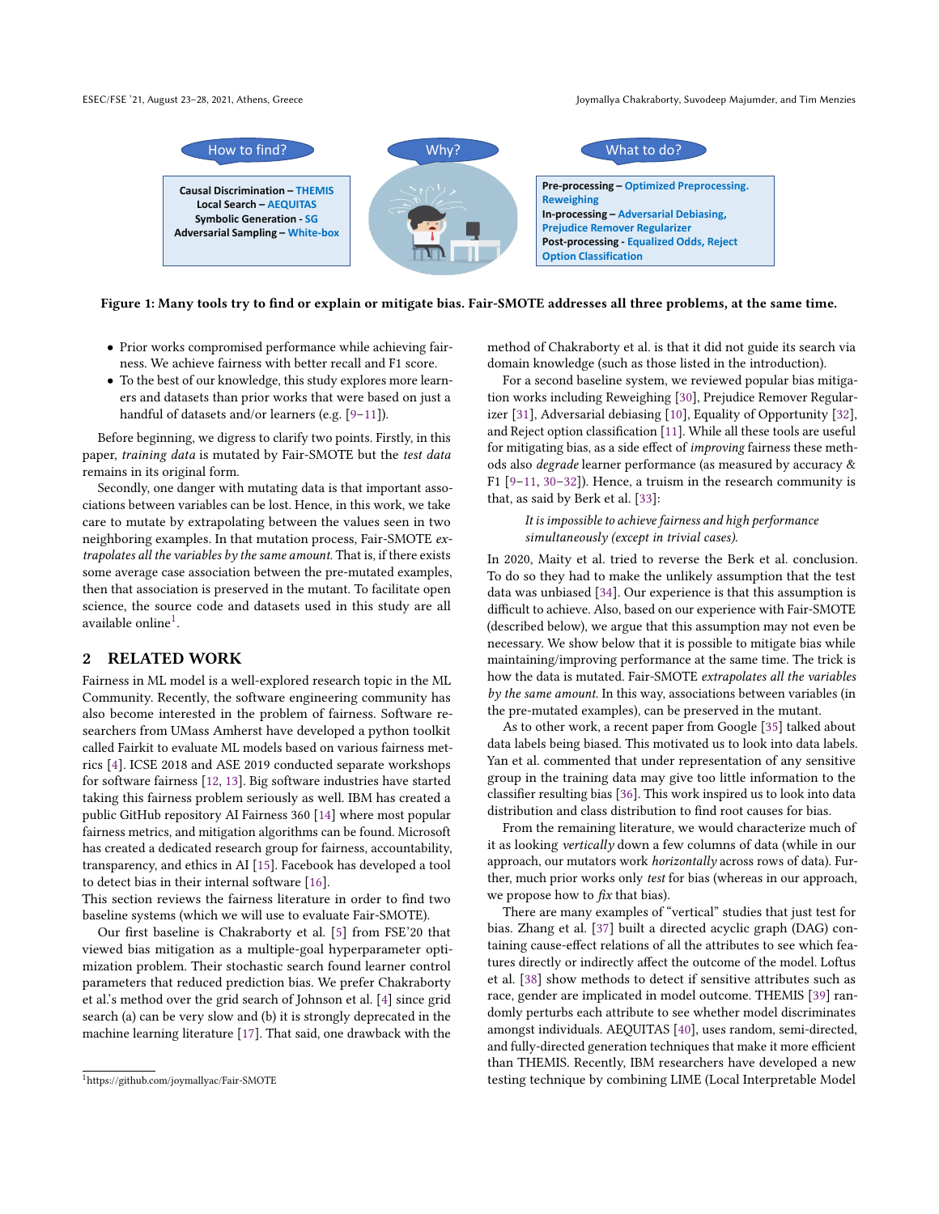How to find?

Causal Discrimination – THEMIS
Local Search – AEQUITAS
Symbolic Generation - SG
Adversarial Sampling – White-box

Why?

What to do?

**Pre-processing –** Optimized Preprocessing. Reweighing
**In-processing –** Adversarial Debiasing, Prejudice Remover Regularizer
**Post-processing -** Equalized Odds, Reject Option Classification

**Figure 1: Many tools try to find or explain or mitigate bias. Fair-SMOTE addresses all three problems, at the same time.**

- Prior works compromised performance while achieving fairness. We achieve fairness with better recall and F1 score.
- To the best of our knowledge, this study explores more learners and datasets than prior works that were based on just a handful of datasets and/or learners (e.g. [9–11]).

Before beginning, we digress to clarify two points. Firstly, in this paper, *training data* is mutated by Fair-SMOTE but the *test data* remains in its original form.

Secondly, one danger with mutating data is that important associations between variables can be lost. Hence, in this work, we take care to mutate by extrapolating between the values seen in two neighboring examples. In that mutation process, Fair-SMOTE *extrapolates all the variables by the same amount*. That is, if there exists some average case association between the pre-mutated examples, then that association is preserved in the mutant. To facilitate open science, the source code and datasets used in this study are all available online[1].

## 2 RELATED WORK

Fairness in ML model is a well-explored research topic in the ML Community. Recently, the software engineering community has also become interested in the problem of fairness. Software researchers from UMass Amherst have developed a python toolkit called Fairkit to evaluate ML models based on various fairness metrics [4]. ICSE 2018 and ASE 2019 conducted separate workshops for software fairness [12, 13]. Big software industries have started taking this fairness problem seriously as well. IBM has created a public GitHub repository AI Fairness 360 [14] where most popular fairness metrics, and mitigation algorithms can be found. Microsoft has created a dedicated research group for fairness, accountability, transparency, and ethics in AI [15]. Facebook has developed a tool to detect bias in their internal software [16].
This section reviews the fairness literature in order to find two baseline systems (which we will use to evaluate Fair-SMOTE).

Our first baseline is Chakraborty et al. [5] from FSE'20 that viewed bias mitigation as a multiple-goal hyperparameter optimization problem. Their stochastic search found learner control parameters that reduced prediction bias. We prefer Chakraborty et al.'s method over the grid search of Johnson et al. [4] since grid search (a) can be very slow and (b) it is strongly deprecated in the machine learning literature [17]. That said, one drawback with the method of Chakraborty et al. is that it did not guide its search via domain knowledge (such as those listed in the introduction).

For a second baseline system, we reviewed popular bias mitigation works including Reweighing [30], Prejudice Remover Regularizer [31], Adversarial debiasing [10], Equality of Opportunity [32], and Reject option classification [11]. While all these tools are useful for mitigating bias, as a side effect of *improving* fairness these methods also *degrade* learner performance (as measured by accuracy & F1 [9–11, 30–32]). Hence, a truism in the research community is that, as said by Berk et al. [33]:

> *It is impossible to achieve fairness and high performance simultaneously (except in trivial cases).*

In 2020, Maity et al. tried to reverse the Berk et al. conclusion. To do so they had to make the unlikely assumption that the test data was unbiased [34]. Our experience is that this assumption is difficult to achieve. Also, based on our experience with Fair-SMOTE (described below), we argue that this assumption may not even be necessary. We show below that it is possible to mitigate bias while maintaining/improving performance at the same time. The trick is how the data is mutated. Fair-SMOTE *extrapolates all the variables by the same amount*. In this way, associations between variables (in the pre-mutated examples), can be preserved in the mutant.

As to other work, a recent paper from Google [35] talked about data labels being biased. This motivated us to look into data labels. Yan et al. commented that under representation of any sensitive group in the training data may give too little information to the classifier resulting bias [36]. This work inspired us to look into data distribution and class distribution to find root causes for bias.

From the remaining literature, we would characterize much of it as looking *vertically* down a few columns of data (while in our approach, our mutators work *horizontally* across rows of data). Further, much prior works only *test* for bias (whereas in our approach, we propose how to *fix* that bias).

There are many examples of "vertical" studies that just test for bias. Zhang et al. [37] built a directed acyclic graph (DAG) containing cause-effect relations of all the attributes to see which features directly or indirectly affect the outcome of the model. Loftus et al. [38] show methods to detect if sensitive attributes such as race, gender are implicated in model outcome. THEMIS [39] randomly perturbs each attribute to see whether model discriminates amongst individuals. AEQUITAS [40], uses random, semi-directed, and fully-directed generation techniques that make it more efficient than THEMIS. Recently, IBM researchers have developed a new testing technique by combining LIME (Local Interpretable Model

[1] https://github.com/joymallyac/Fair-SMOTE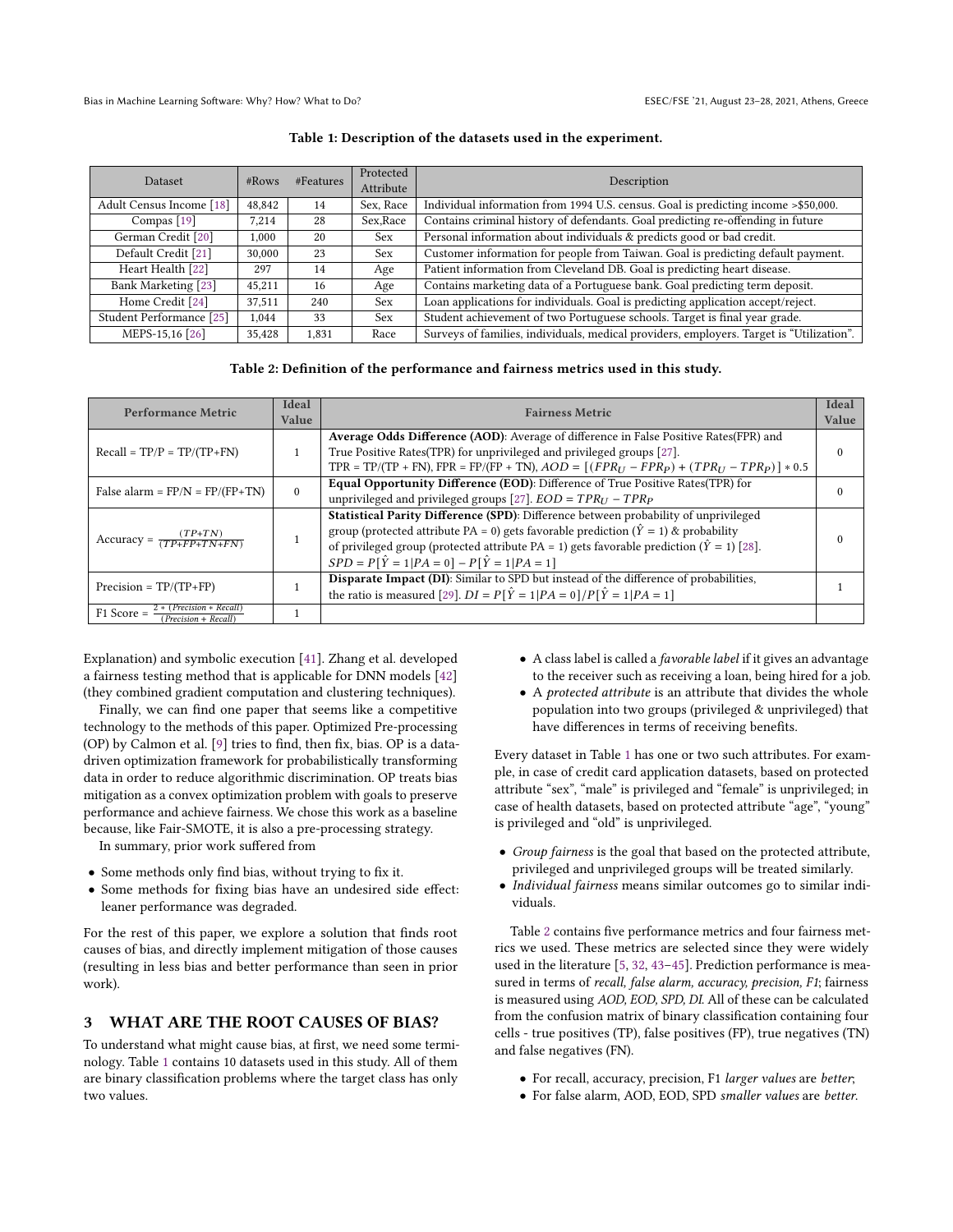**Table 1: Description of the datasets used in the experiment.**

| Dataset | #Rows | #Features | Protected Attribute | Description |
|---|---|---|---|---|
| Adult Census Income [18] | 48,842 | 14 | Sex, Race | Individual information from 1994 U.S. census. Goal is predicting income >$50,000. |
| Compas [19] | 7,214 | 28 | Sex,Race | Contains criminal history of defendants. Goal predicting re-offending in future |
| German Credit [20] | 1,000 | 20 | Sex | Personal information about individuals & predicts good or bad credit. |
| Default Credit [21] | 30,000 | 23 | Sex | Customer information for people from Taiwan. Goal is predicting default payment. |
| Heart Health [22] | 297 | 14 | Age | Patient information from Cleveland DB. Goal is predicting heart disease. |
| Bank Marketing [23] | 45,211 | 16 | Age | Contains marketing data of a Portuguese bank. Goal predicting term deposit. |
| Home Credit [24] | 37,511 | 240 | Sex | Loan applications for individuals. Goal is predicting application accept/reject. |
| Student Performance [25] | 1,044 | 33 | Sex | Student achievement of two Portuguese schools. Target is final year grade. |
| MEPS-15,16 [26] | 35,428 | 1,831 | Race | Surveys of families, individuals, medical providers, employers. Target is "Utilization". |

**Table 2: Definition of the performance and fairness metrics used in this study.**

| Performance Metric | Ideal Value | Fairness Metric | Ideal Value |
|---|---|---|---|
| Recall = TP/P = TP/(TP+FN) | 1 | **Average Odds Difference (AOD)**: Average of difference in False Positive Rates(FPR) and True Positive Rates(TPR) for unprivileged and privileged groups [27]. TPR = TP/(TP + FN), FPR = FP/(FP + TN), $AOD = [(FPR_U - FPR_P) + (TPR_U - TPR_P)] * 0.5$ | 0 |
| False alarm = FP/N = FP/(FP+TN) | 0 | **Equal Opportunity Difference (EOD)**: Difference of True Positive Rates(TPR) for unprivileged and privileged groups [27]. $EOD = TPR_U - TPR_P$ | 0 |
| Accuracy = $\frac{(TP+TN)}{(TP+FP+TN+FN)}$ | 1 | **Statistical Parity Difference (SPD)**: Difference between probability of unprivileged group (protected attribute PA = 0) gets favorable prediction ($\hat{Y} = 1$) & probability of privileged group (protected attribute PA = 1) gets favorable prediction ($\hat{Y} = 1$) [28]. $SPD = P[\hat{Y} = 1 \mid PA = 0] - P[\hat{Y} = 1 \mid PA = 1]$ | 0 |
| Precision = TP/(TP+FP) | 1 | **Disparate Impact (DI)**: Similar to SPD but instead of the difference of probabilities, the ratio is measured [29]. $DI = P[\hat{Y} = 1 \mid PA = 0]/P[\hat{Y} = 1 \mid PA = 1]$ | 1 |
| F1 Score = $\frac{2 * (Precision * Recall)}{(Precision + Recall)}$ | 1 | | |

Explanation) and symbolic execution [41]. Zhang et al. developed a fairness testing method that is applicable for DNN models [42] (they combined gradient computation and clustering techniques).

Finally, we can find one paper that seems like a competitive technology to the methods of this paper. Optimized Pre-processing (OP) by Calmon et al. [9] tries to find, then fix, bias. OP is a data-driven optimization framework for probabilistically transforming data in order to reduce algorithmic discrimination. OP treats bias mitigation as a convex optimization problem with goals to preserve performance and achieve fairness. We chose this work as a baseline because, like Fair-SMOTE, it is also a pre-processing strategy.

In summary, prior work suffered from

- Some methods only find bias, without trying to fix it.
- Some methods for fixing bias have an undesired side effect: leaner performance was degraded.

For the rest of this paper, we explore a solution that finds root causes of bias, and directly implement mitigation of those causes (resulting in less bias and better performance than seen in prior work).

## 3 WHAT ARE THE ROOT CAUSES OF BIAS?

To understand what might cause bias, at first, we need some terminology. Table 1 contains 10 datasets used in this study. All of them are binary classification problems where the target class has only two values.

- A class label is called a *favorable label* if it gives an advantage to the receiver such as receiving a loan, being hired for a job.
- A *protected attribute* is an attribute that divides the whole population into two groups (privileged & unprivileged) that have differences in terms of receiving benefits.

Every dataset in Table 1 has one or two such attributes. For example, in case of credit card application datasets, based on protected attribute "sex", "male" is privileged and "female" is unprivileged; in case of health datasets, based on protected attribute "age", "young" is privileged and "old" is unprivileged.

- *Group fairness* is the goal that based on the protected attribute, privileged and unprivileged groups will be treated similarly.
- *Individual fairness* means similar outcomes go to similar individuals.

Table 2 contains five performance metrics and four fairness metrics we used. These metrics are selected since they were widely used in the literature [5, 32, 43–45]. Prediction performance is measured in terms of *recall, false alarm, accuracy, precision, F1*; fairness is measured using *AOD, EOD, SPD, DI*. All of these can be calculated from the confusion matrix of binary classification containing four cells - true positives (TP), false positives (FP), true negatives (TN) and false negatives (FN).

- For recall, accuracy, precision, F1 *larger values* are *better*;
- For false alarm, AOD, EOD, SPD *smaller values* are *better*.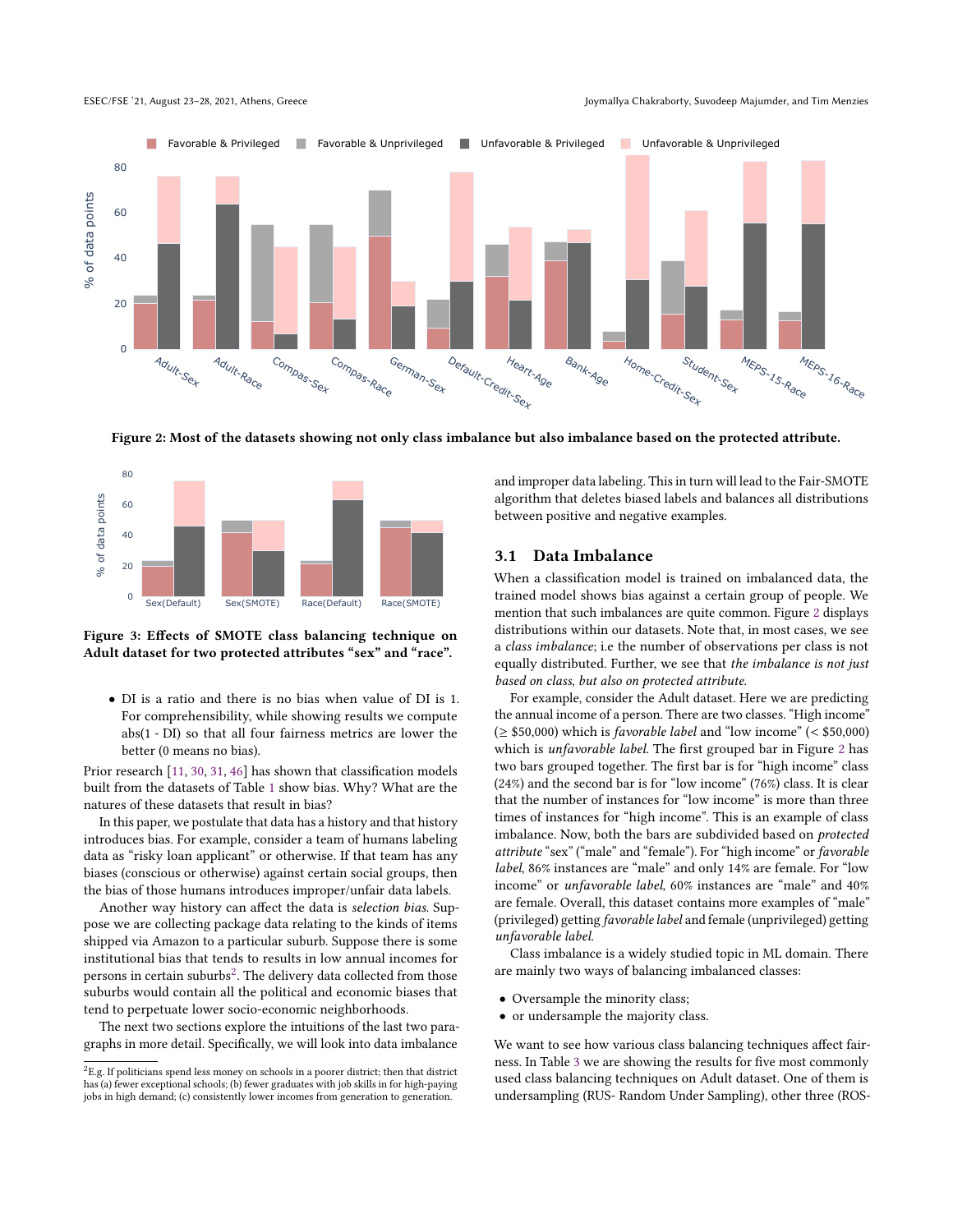Figure 2: Most of the datasets showing not only class imbalance but also imbalance based on the protected attribute.

Figure 3: Effects of SMOTE class balancing technique on Adult dataset for two protected attributes “sex” and “race”.

- DI is a ratio and there is no bias when value of DI is 1. For comprehensibility, while showing results we compute abs(1 - DI) so that all four fairness metrics are lower the better (0 means no bias).

Prior research [11, 30, 31, 46] has shown that classification models built from the datasets of Table 1 show bias. Why? What are the natures of these datasets that result in bias?

In this paper, we postulate that data has a history and that history introduces bias. For example, consider a team of humans labeling data as “risky loan applicant” or otherwise. If that team has any biases (conscious or otherwise) against certain social groups, then the bias of those humans introduces improper/unfair data labels.

Another way history can affect the data is *selection bias*. Suppose we are collecting package data relating to the kinds of items shipped via Amazon to a particular suburb. Suppose there is some institutional bias that tends to results in low annual incomes for persons in certain suburbs[2]. The delivery data collected from those suburbs would contain all the political and economic biases that tend to perpetuate lower socio-economic neighborhoods.

The next two sections explore the intuitions of the last two paragraphs in more detail. Specifically, we will look into data imbalance and improper data labeling. This in turn will lead to the Fair-SMOTE algorithm that deletes biased labels and balances all distributions between positive and negative examples.

## 3.1 Data Imbalance

When a classification model is trained on imbalanced data, the trained model shows bias against a certain group of people. We mention that such imbalances are quite common. Figure 2 displays distributions within our datasets. Note that, in most cases, we see a *class imbalance*; i.e the number of observations per class is not equally distributed. Further, we see that *the imbalance is not just based on class, but also on protected attribute.*

For example, consider the Adult dataset. Here we are predicting the annual income of a person. There are two classes. “High income” (≥ \$50,000) which is *favorable label* and “low income” (< \$50,000) which is *unfavorable label*. The first grouped bar in Figure 2 has two bars grouped together. The first bar is for “high income” class (24%) and the second bar is for “low income” (76%) class. It is clear that the number of instances for “low income” is more than three times of instances for “high income”. This is an example of class imbalance. Now, both the bars are subdivided based on *protected attribute* “sex” (“male” and “female”). For “high income” or *favorable label*, 86% instances are “male” and only 14% are female. For “low income” or *unfavorable label*, 60% instances are “male” and 40% are female. Overall, this dataset contains more examples of “male” (privileged) getting *favorable label* and female (unprivileged) getting *unfavorable label*.

Class imbalance is a widely studied topic in ML domain. There are mainly two ways of balancing imbalanced classes:

- Oversample the minority class;
- or undersample the majority class.

We want to see how various class balancing techniques affect fairness. In Table 3 we are showing the results for five most commonly used class balancing techniques on Adult dataset. One of them is undersampling (RUS- Random Under Sampling), other three (ROS-

[2] E.g. If politicians spend less money on schools in a poorer district; then that district has (a) fewer exceptional schools; (b) fewer graduates with job skills in for high-paying jobs in high demand; (c) consistently lower incomes from generation to generation.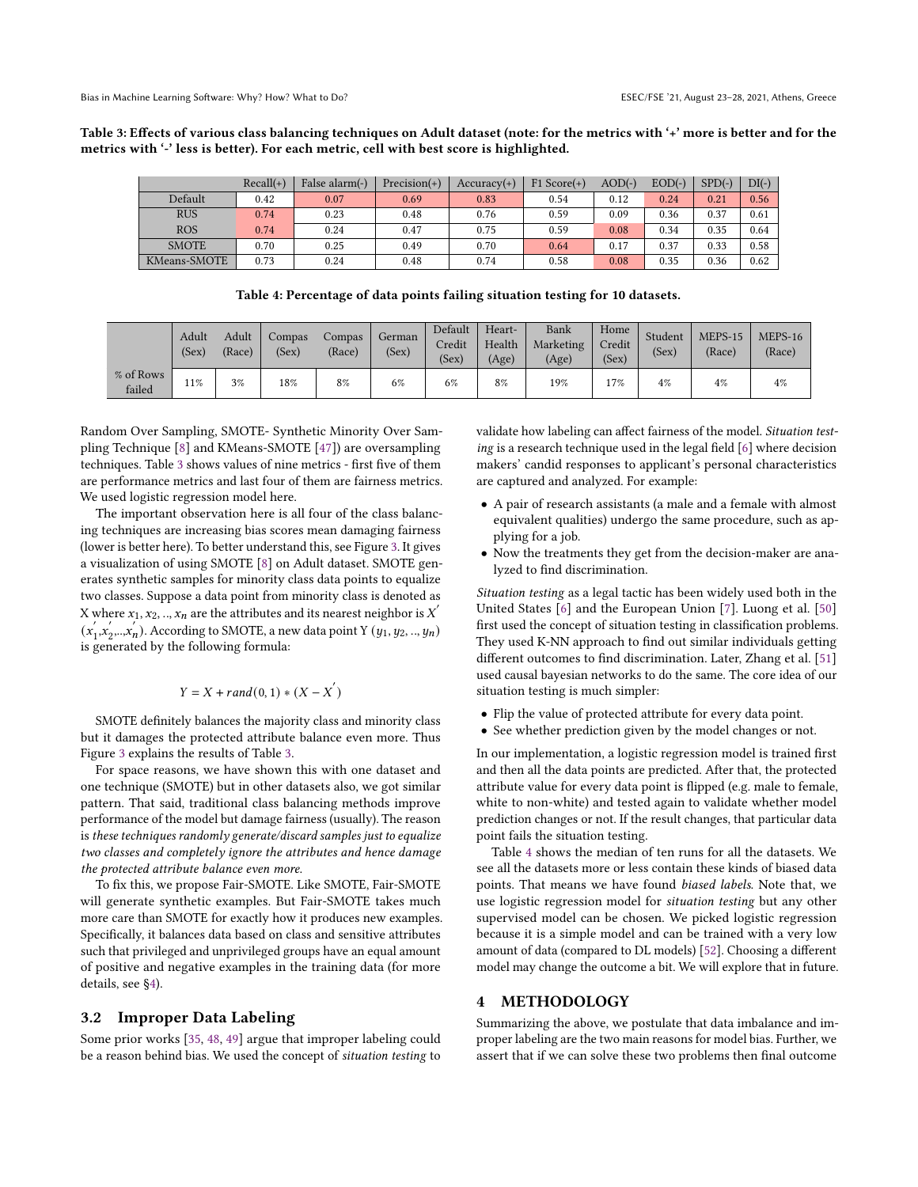**Table 3: Effects of various class balancing techniques on Adult dataset (note: for the metrics with '+' more is better and for the metrics with '-' less is better). For each metric, cell with best score is highlighted.**

| | Recall(+) | False alarm(-) | Precision(+) | Accuracy(+) | F1 Score(+) | AOD(-) | EOD(-) | SPD(-) | DI(-) |
|---|---|---|---|---|---|---|---|---|---|
| Default | 0.42 | 0.07 | 0.69 | 0.83 | 0.54 | 0.12 | 0.24 | 0.21 | 0.56 |
| RUS | 0.74 | 0.23 | 0.48 | 0.76 | 0.59 | 0.09 | 0.36 | 0.37 | 0.61 |
| ROS | 0.74 | 0.24 | 0.47 | 0.75 | 0.59 | 0.08 | 0.34 | 0.35 | 0.64 |
| SMOTE | 0.70 | 0.25 | 0.49 | 0.70 | 0.64 | 0.17 | 0.37 | 0.33 | 0.58 |
| KMeans-SMOTE | 0.73 | 0.24 | 0.48 | 0.74 | 0.58 | 0.08 | 0.35 | 0.36 | 0.62 |

**Table 4: Percentage of data points failing situation testing for 10 datasets.**

| | Adult (Sex) | Adult (Race) | Compas (Sex) | Compas (Race) | German (Sex) | Default Credit (Sex) | Heart-Health (Age) | Bank Marketing (Age) | Home Credit (Sex) | Student (Sex) | MEPS-15 (Race) | MEPS-16 (Race) |
|---|---|---|---|---|---|---|---|---|---|---|---|---|
| % of Rows failed | 11% | 3% | 18% | 8% | 6% | 6% | 8% | 19% | 17% | 4% | 4% | 4% |

Random Over Sampling, SMOTE- Synthetic Minority Over Sampling Technique [8] and KMeans-SMOTE [47]) are oversampling techniques. Table 3 shows values of nine metrics - first five of them are performance metrics and last four of them are fairness metrics. We used logistic regression model here.

The important observation here is all four of the class balancing techniques are increasing bias scores mean damaging fairness (lower is better here). To better understand this, see Figure 3. It gives a visualization of using SMOTE [8] on Adult dataset. SMOTE generates synthetic samples for minority class data points to equalize two classes. Suppose a data point from minority class is denoted as X where $x_1, x_2, .., x_n$ are the attributes and its nearest neighbor is $X'$ ($x_1', x_2', .., x_n'$). According to SMOTE, a new data point Y ($y_1, y_2, .., y_n$) is generated by the following formula:

$$Y = X + rand(0, 1) * (X - X')$$

SMOTE definitely balances the majority class and minority class but it damages the protected attribute balance even more. Thus Figure 3 explains the results of Table 3.

For space reasons, we have shown this with one dataset and one technique (SMOTE) but in other datasets also, we got similar pattern. That said, traditional class balancing methods improve performance of the model but damage fairness (usually). The reason is *these techniques randomly generate/discard samples just to equalize two classes and completely ignore the attributes and hence damage the protected attribute balance even more.*

To fix this, we propose Fair-SMOTE. Like SMOTE, Fair-SMOTE will generate synthetic examples. But Fair-SMOTE takes much more care than SMOTE for exactly how it produces new examples. Specifically, it balances data based on class and sensitive attributes such that privileged and unprivileged groups have an equal amount of positive and negative examples in the training data (for more details, see §4).

### 3.2 Improper Data Labeling

Some prior works [35, 48, 49] argue that improper labeling could be a reason behind bias. We used the concept of *situation testing* to validate how labeling can affect fairness of the model. *Situation testing* is a research technique used in the legal field [6] where decision makers' candid responses to applicant's personal characteristics are captured and analyzed. For example:

- A pair of research assistants (a male and a female with almost equivalent qualities) undergo the same procedure, such as applying for a job.
- Now the treatments they get from the decision-maker are analyzed to find discrimination.

*Situation testing* as a legal tactic has been widely used both in the United States [6] and the European Union [7]. Luong et al. [50] first used the concept of situation testing in classification problems. They used K-NN approach to find out similar individuals getting different outcomes to find discrimination. Later, Zhang et al. [51] used causal bayesian networks to do the same. The core idea of our situation testing is much simpler:

- Flip the value of protected attribute for every data point.
- See whether prediction given by the model changes or not.

In our implementation, a logistic regression model is trained first and then all the data points are predicted. After that, the protected attribute value for every data point is flipped (e.g. male to female, white to non-white) and tested again to validate whether model prediction changes or not. If the result changes, that particular data point fails the situation testing.

Table 4 shows the median of ten runs for all the datasets. We see all the datasets more or less contain these kinds of biased data points. That means we have found *biased labels*. Note that, we use logistic regression model for *situation testing* but any other supervised model can be chosen. We picked logistic regression because it is a simple model and can be trained with a very low amount of data (compared to DL models) [52]. Choosing a different model may change the outcome a bit. We will explore that in future.

## 4 METHODOLOGY

Summarizing the above, we postulate that data imbalance and improper labeling are the two main reasons for model bias. Further, we assert that if we can solve these two problems then final outcome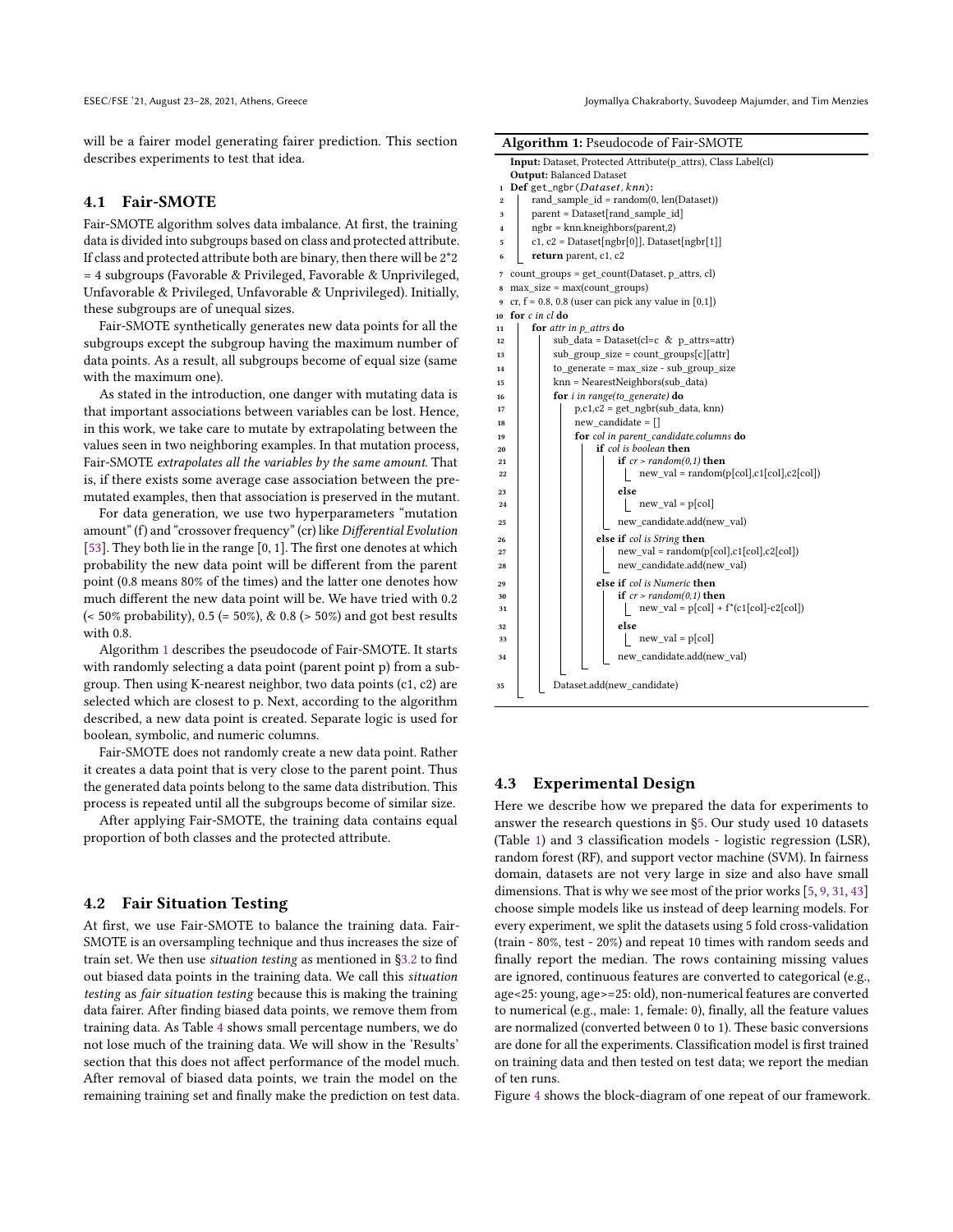will be a fairer model generating fairer prediction. This section describes experiments to test that idea.

## 4.1 Fair-SMOTE

Fair-SMOTE algorithm solves data imbalance. At first, the training data is divided into subgroups based on class and protected attribute. If class and protected attribute both are binary, then there will be 2*2 = 4 subgroups (Favorable & Privileged, Favorable & Unprivileged, Unfavorable & Privileged, Unfavorable & Unprivileged). Initially, these subgroups are of unequal sizes.

Fair-SMOTE synthetically generates new data points for all the subgroups except the subgroup having the maximum number of data points. As a result, all subgroups become of equal size (same with the maximum one).

As stated in the introduction, one danger with mutating data is that important associations between variables can be lost. Hence, in this work, we take care to mutate by extrapolating between the values seen in two neighboring examples. In that mutation process, Fair-SMOTE *extrapolates all the variables by the same amount.* That is, if there exists some average case association between the pre-mutated examples, then that association is preserved in the mutant.

For data generation, we use two hyperparameters "mutation amount" (f) and "crossover frequency" (cr) like *Differential Evolution* [53]. They both lie in the range [0, 1]. The first one denotes at which probability the new data point will be different from the parent point (0.8 means 80% of the times) and the latter one denotes how much different the new data point will be. We have tried with 0.2 (< 50% probability), 0.5 (= 50%), & 0.8 (> 50%) and got best results with 0.8.

Algorithm 1 describes the pseudocode of Fair-SMOTE. It starts with randomly selecting a data point (parent point p) from a subgroup. Then using K-nearest neighbor, two data points (c1, c2) are selected which are closest to p. Next, according to the algorithm described, a new data point is created. Separate logic is used for boolean, symbolic, and numeric columns.

Fair-SMOTE does not randomly create a new data point. Rather it creates a data point that is very close to the parent point. Thus the generated data points belong to the same data distribution. This process is repeated until all the subgroups become of similar size.

After applying Fair-SMOTE, the training data contains equal proportion of both classes and the protected attribute.

**Algorithm 1:** Pseudocode of Fair-SMOTE

```
Input: Dataset, Protected Attribute(p_attrs), Class Label(cl)
Output: Balanced Dataset
1  Def get_ngbr(Dataset, knn):
2      rand_sample_id = random(0, len(Dataset))
3      parent = Dataset[rand_sample_id]
4      ngbr = knn.kneighbors(parent,2)
5      c1, c2 = Dataset[ngbr[0]], Dataset[ngbr[1]]
6      return parent, c1, c2
7  count_groups = get_count(Dataset, p_attrs, cl)
8  max_size = max(count_groups)
9  cr, f = 0.8, 0.8 (user can pick any value in [0,1])
10 for c in cl do
11     for attr in p_attrs do
12         sub_data = Dataset(cl=c & p_attrs=attr)
13         sub_group_size = count_groups[c][attr]
14         to_generate = max_size - sub_group_size
15         knn = NearestNeighbors(sub_data)
16         for i in range(to_generate) do
17             p,c1,c2 = get_ngbr(sub_data, knn)
18             new_candidate = []
19             for col in parent_candidate.columns do
20                 if col is boolean then
21                     if cr > random(0,1) then
22                         new_val = random(p[col],c1[col],c2[col])
23                     else
24                         new_val = p[col]
25                     new_candidate.add(new_val)
26                 else if col is String then
27                     new_val = random(p[col],c1[col],c2[col])
28                     new_candidate.add(new_val)
29                 else if col is Numeric then
30                     if cr > random(0,1) then
31                         new_val = p[col] + f*(c1[col]-c2[col])
32                     else
33                         new_val = p[col]
34                     new_candidate.add(new_val)
35             Dataset.add(new_candidate)
```

## 4.2 Fair Situation Testing

At first, we use Fair-SMOTE to balance the training data. Fair-SMOTE is an oversampling technique and thus increases the size of train set. We then use *situation testing* as mentioned in §3.2 to find out biased data points in the training data. We call this *situation testing* as *fair situation testing* because this is making the training data fairer. After finding biased data points, we remove them from training data. As Table 4 shows small percentage numbers, we do not lose much of the training data. We will show in the 'Results' section that this does not affect performance of the model much. After removal of biased data points, we train the model on the remaining training set and finally make the prediction on test data.

## 4.3 Experimental Design

Here we describe how we prepared the data for experiments to answer the research questions in §5. Our study used 10 datasets (Table 1) and 3 classification models - logistic regression (LSR), random forest (RF), and support vector machine (SVM). In fairness domain, datasets are not very large in size and also have small dimensions. That is why we see most of the prior works [5, 9, 31, 43] choose simple models like us instead of deep learning models. For every experiment, we split the datasets using 5 fold cross-validation (train - 80%, test - 20%) and repeat 10 times with random seeds and finally report the median. The rows containing missing values are ignored, continuous features are converted to categorical (e.g., age<25: young, age>=25: old), non-numerical features are converted to numerical (e.g., male: 1, female: 0), finally, all the feature values are normalized (converted between 0 to 1). These basic conversions are done for all the experiments. Classification model is first trained on training data and then tested on test data; we report the median of ten runs.

Figure 4 shows the block-diagram of one repeat of our framework.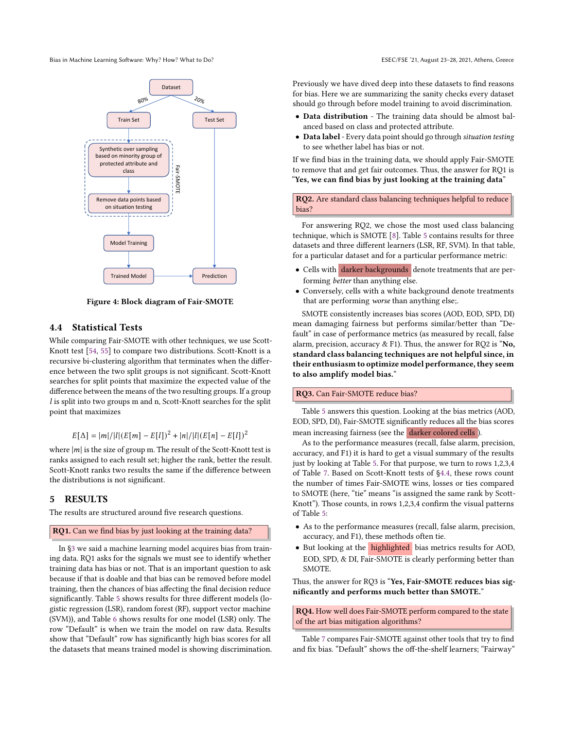Figure 4: Block diagram of Fair-SMOTE

### 4.4 Statistical Tests

While comparing Fair-SMOTE with other techniques, we use Scott-Knott test [54, 55] to compare two distributions. Scott-Knott is a recursive bi-clustering algorithm that terminates when the difference between the two split groups is not significant. Scott-Knott searches for split points that maximize the expected value of the difference between the means of the two resulting groups. If a group $l$ is split into two groups m and n, Scott-Knott searches for the split point that maximizes

$$E[\Delta] = |m|/|l|(E[m] - E[l])^2 + |n|/|l|(E[n] - E[l])^2$$

where $|m|$ is the size of group m. The result of the Scott-Knott test is ranks assigned to each result set; higher the rank, better the result. Scott-Knott ranks two results the same if the difference between the distributions is not significant.

## 5 RESULTS

The results are structured around five research questions.

**RQ1.** Can we find bias by just looking at the training data?

In §3 we said a machine learning model acquires bias from training data. RQ1 asks for the signals we must see to identify whether training data has bias or not. That is an important question to ask because if that is doable and that bias can be removed before model training, then the chances of bias affecting the final decision reduce significantly. Table 5 shows results for three different models (logistic regression (LSR), random forest (RF), support vector machine (SVM)), and Table 6 shows results for one model (LSR) only. The row "Default" is when we train the model on raw data. Results show that "Default" row has significantly high bias scores for all the datasets that means trained model is showing discrimination.

Previously we have dived deep into these datasets to find reasons for bias. Here we are summarizing the sanity checks every dataset should go through before model training to avoid discrimination.

- **Data distribution** - The training data should be almost balanced based on class and protected attribute.
- **Data label** - Every data point should go through *situation testing* to see whether label has bias or not.

If we find bias in the training data, we should apply Fair-SMOTE to remove that and get fair outcomes. Thus, the answer for RQ1 is "**Yes, we can find bias by just looking at the training data**"

**RQ2.** Are standard class balancing techniques helpful to reduce bias?

For answering RQ2, we chose the most used class balancing technique, which is SMOTE [8]. Table 5 contains results for three datasets and three different learners (LSR, RF, SVM). In that table, for a particular dataset and for a particular performance metric:

- Cells with darker backgrounds denote treatments that are performing *better* than anything else.
- Conversely, cells with a white background denote treatments that are performing *worse* than anything else;.

SMOTE consistently increases bias scores (AOD, EOD, SPD, DI) mean damaging fairness but performs similar/better than "Default" in case of performance metrics (as measured by recall, false alarm, precision, accuracy & F1). Thus, the answer for RQ2 is "**No, standard class balancing techniques are not helpful since, in their enthusiasm to optimize model performance, they seem to also amplify model bias.**"

**RQ3.** Can Fair-SMOTE reduce bias?

Table 5 answers this question. Looking at the bias metrics (AOD, EOD, SPD, DI), Fair-SMOTE significantly reduces all the bias scores mean increasing fairness (see the darker colored cells).

As to the performance measures (recall, false alarm, precision, accuracy, and F1) it is hard to get a visual summary of the results just by looking at Table 5. For that purpose, we turn to rows 1,2,3,4 of Table 7. Based on Scott-Knott tests of §4.4, these rows count the number of times Fair-SMOTE wins, losses or ties compared to SMOTE (here, "tie" means "is assigned the same rank by Scott-Knott"). Those counts, in rows 1,2,3,4 confirm the visual patterns of Table 5:

- As to the performance measures (recall, false alarm, precision, accuracy, and F1), these methods often tie.
- But looking at the highlighted bias metrics results for AOD, EOD, SPD, & DI, Fair-SMOTE is clearly performing better than SMOTE.

Thus, the answer for RQ3 is "**Yes, Fair-SMOTE reduces bias significantly and performs much better than SMOTE.**"

**RQ4.** How well does Fair-SMOTE perform compared to the state of the art bias mitigation algorithms?

Table 7 compares Fair-SMOTE against other tools that try to find and fix bias. "Default" shows the off-the-shelf learners; "Fairway"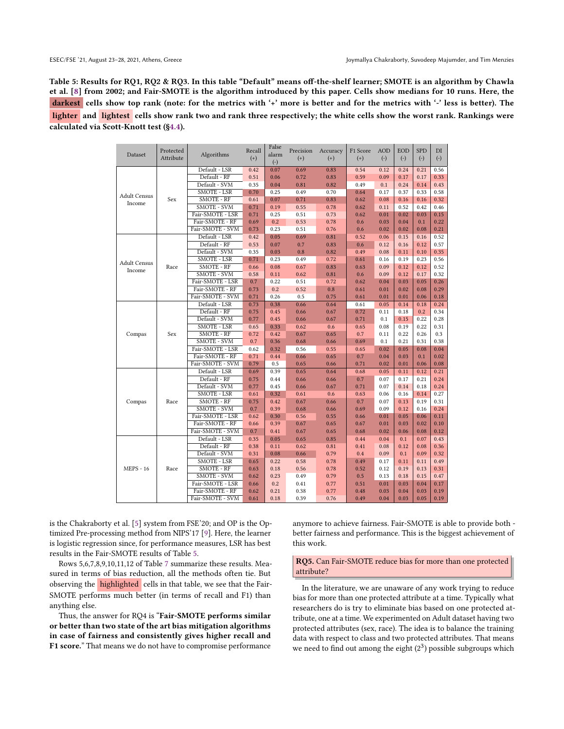**Table 5: Results for RQ1, RQ2 & RQ3. In this table "Default" means off-the-shelf learner; SMOTE is an algorithm by Chawla et al. [8] from 2002; and Fair-SMOTE is the algorithm introduced by this paper. Cells show medians for 10 runs. Here, the darkest cells show top rank (note: for the metrics with '+' more is better and for the metrics with '-' less is better). The lighter and lightest cells show rank two and rank three respectively; the white cells show the worst rank. Rankings were calculated via Scott-Knott test (§4.4).**

| Dataset | Protected Attribute | Algorithms | Recall (+) | False alarm (-) | Precision (+) | Accuracy (+) | F1 Score (+) | AOD (-) | EOD (-) | SPD (-) | DI (-) |
|---|---|---|---|---|---|---|---|---|---|---|---|
| Adult Census Income | Sex | Default - LSR | 0.42 | 0.07 | 0.69 | 0.83 | 0.54 | 0.12 | 0.24 | 0.21 | 0.56 |
| | | Default - RF | 0.51 | 0.06 | 0.72 | 0.83 | 0.59 | 0.09 | 0.17 | 0.17 | 0.33 |
| | | Default - SVM | 0.35 | 0.04 | 0.81 | 0.82 | 0.49 | 0.1 | 0.24 | 0.14 | 0.43 |
| | | SMOTE - LSR | 0.70 | 0.25 | 0.49 | 0.70 | 0.64 | 0.17 | 0.37 | 0.33 | 0.58 |
| | | SMOTE - RF | 0.61 | 0.07 | 0.71 | 0.83 | 0.62 | 0.08 | 0.16 | 0.16 | 0.32 |
| | | SMOTE - SVM | 0.71 | 0.19 | 0.55 | 0.78 | 0.62 | 0.11 | 0.52 | 0.42 | 0.46 |
| | | Fair-SMOTE - LSR | 0.71 | 0.25 | 0.51 | 0.73 | 0.62 | 0.01 | 0.02 | 0.03 | 0.15 |
| | | Fair-SMOTE - RF | 0.69 | 0.2 | 0.53 | 0.78 | 0.6 | 0.03 | 0.04 | 0.1 | 0.22 |
| | | Fair-SMOTE - SVM | 0.73 | 0.23 | 0.51 | 0.76 | 0.6 | 0.02 | 0.02 | 0.08 | 0.21 |
| Adult Census Income | Race | Default - LSR | 0.42 | 0.05 | 0.69 | 0.81 | 0.52 | 0.06 | 0.15 | 0.16 | 0.52 |
| | | Default - RF | 0.53 | 0.07 | 0.7 | 0.83 | 0.6 | 0.12 | 0.16 | 0.12 | 0.57 |
| | | Default - SVM | 0.35 | 0.03 | 0.8 | 0.82 | 0.49 | 0.08 | 0.11 | 0.10 | 0.35 |
| | | SMOTE - LSR | 0.71 | 0.23 | 0.49 | 0.72 | 0.61 | 0.16 | 0.19 | 0.23 | 0.56 |
| | | SMOTE - RF | 0.66 | 0.08 | 0.67 | 0.83 | 0.63 | 0.09 | 0.12 | 0.12 | 0.52 |
| | | SMOTE - SVM | 0.58 | 0.11 | 0.62 | 0.81 | 0.6 | 0.09 | 0.12 | 0.17 | 0.32 |
| | | Fair-SMOTE - LSR | 0.7 | 0.22 | 0.51 | 0.72 | 0.62 | 0.04 | 0.03 | 0.05 | 0.26 |
| | | Fair-SMOTE - RF | 0.73 | 0.2 | 0.52 | 0.8 | 0.61 | 0.01 | 0.02 | 0.08 | 0.29 |
| | | Fair-SMOTE - SVM | 0.71 | 0.26 | 0.5 | 0.75 | 0.61 | 0.01 | 0.01 | 0.06 | 0.18 |
| Compas | Sex | Default - LSR | 0.73 | 0.38 | 0.66 | 0.64 | 0.61 | 0.05 | 0.14 | 0.18 | 0.24 |
| | | Default - RF | 0.75 | 0.45 | 0.66 | 0.67 | 0.72 | 0.11 | 0.18 | 0.2 | 0.34 |
| | | Default - SVM | 0.77 | 0.45 | 0.66 | 0.67 | 0.71 | 0.1 | 0.15 | 0.22 | 0.28 |
| | | SMOTE - LSR | 0.65 | 0.33 | 0.62 | 0.6 | 0.65 | 0.08 | 0.19 | 0.22 | 0.31 |
| | | SMOTE - RF | 0.72 | 0.42 | 0.67 | 0.65 | 0.7 | 0.11 | 0.22 | 0.26 | 0.3 |
| | | SMOTE - SVM | 0.7 | 0.36 | 0.68 | 0.66 | 0.69 | 0.1 | 0.21 | 0.31 | 0.38 |
| | | Fair-SMOTE - LSR | 0.62 | 0.32 | 0.56 | 0.55 | 0.65 | 0.02 | 0.05 | 0.08 | 0.04 |
| | | Fair-SMOTE - RF | 0.71 | 0.44 | 0.66 | 0.65 | 0.7 | 0.04 | 0.03 | 0.1 | 0.02 |
| | | Fair-SMOTE - SVM | 0.79 | 0.5 | 0.65 | 0.66 | 0.71 | 0.02 | 0.01 | 0.06 | 0.08 |
| Compas | Race | Default - LSR | 0.69 | 0.39 | 0.65 | 0.64 | 0.68 | 0.05 | 0.11 | 0.12 | 0.21 |
| | | Default - RF | 0.75 | 0.44 | 0.66 | 0.66 | 0.7 | 0.07 | 0.17 | 0.21 | 0.24 |
| | | Default - SVM | 0.77 | 0.45 | 0.66 | 0.67 | 0.71 | 0.07 | 0.14 | 0.18 | 0.24 |
| | | SMOTE - LSR | 0.61 | 0.32 | 0.61 | 0.6 | 0.63 | 0.06 | 0.16 | 0.14 | 0.27 |
| | | SMOTE - RF | 0.75 | 0.42 | 0.67 | 0.66 | 0.7 | 0.07 | 0.13 | 0.19 | 0.31 |
| | | SMOTE - SVM | 0.7 | 0.39 | 0.68 | 0.66 | 0.69 | 0.09 | 0.12 | 0.16 | 0.24 |
| | | Fair-SMOTE - LSR | 0.62 | 0.30 | 0.56 | 0.55 | 0.66 | 0.01 | 0.05 | 0.06 | 0.11 |
| | | Fair-SMOTE - RF | 0.66 | 0.39 | 0.67 | 0.65 | 0.67 | 0.01 | 0.03 | 0.02 | 0.10 |
| | | Fair-SMOTE - SVM | 0.7 | 0.41 | 0.67 | 0.65 | 0.68 | 0.02 | 0.06 | 0.08 | 0.12 |
| MEPS - 16 | Race | Default - LSR | 0.35 | 0.05 | 0.65 | 0.85 | 0.44 | 0.04 | 0.1 | 0.07 | 0.43 |
| | | Default - RF | 0.38 | 0.11 | 0.62 | 0.81 | 0.41 | 0.08 | 0.12 | 0.08 | 0.36 |
| | | Default - SVM | 0.31 | 0.08 | 0.66 | 0.79 | 0.4 | 0.09 | 0.1 | 0.09 | 0.32 |
| | | SMOTE - LSR | 0.65 | 0.22 | 0.58 | 0.78 | 0.49 | 0.17 | 0.11 | 0.11 | 0.49 |
| | | SMOTE - RF | 0.63 | 0.18 | 0.56 | 0.78 | 0.52 | 0.12 | 0.19 | 0.13 | 0.31 |
| | | SMOTE - SVM | 0.62 | 0.23 | 0.49 | 0.79 | 0.5 | 0.13 | 0.18 | 0.15 | 0.47 |
| | | Fair-SMOTE - LSR | 0.66 | 0.2 | 0.41 | 0.77 | 0.51 | 0.01 | 0.03 | 0.04 | 0.17 |
| | | Fair-SMOTE - RF | 0.62 | 0.21 | 0.38 | 0.77 | 0.48 | 0.03 | 0.04 | 0.03 | 0.19 |
| | | Fair-SMOTE - SVM | 0.61 | 0.18 | 0.39 | 0.76 | 0.49 | 0.04 | 0.03 | 0.05 | 0.19 |

is the Chakraborty et al. [5] system from FSE'20; and OP is the Optimized Pre-processing method from NIPS'17 [9]. Here, the learner is logistic regression since, for performance measures, LSR has best results in the Fair-SMOTE results of Table 5.

Rows 5,6,7,8,9,10,11,12 of Table 7 summarize these results. Measured in terms of bias reduction, all the methods often tie. But observing the highlighted cells in that table, we see that the Fair-SMOTE performs much better (in terms of recall and F1) than anything else.

Thus, the answer for RQ4 is "**Fair-SMOTE performs similar or better than two state of the art bias mitigation algorithms in case of fairness and consistently gives higher recall and F1 score.**" That means we do not have to compromise performance anymore to achieve fairness. Fair-SMOTE is able to provide both - better fairness and performance. This is the biggest achievement of this work.

**RQ5.** Can Fair-SMOTE reduce bias for more than one protected attribute?

In the literature, we are unaware of any work trying to reduce bias for more than one protected attribute at a time. Typically what researchers do is try to eliminate bias based on one protected attribute, one at a time. We experimented on Adult dataset having two protected attributes (sex, race). The idea is to balance the training data with respect to class and two protected attributes. That means we need to find out among the eight ($2^3$) possible subgroups which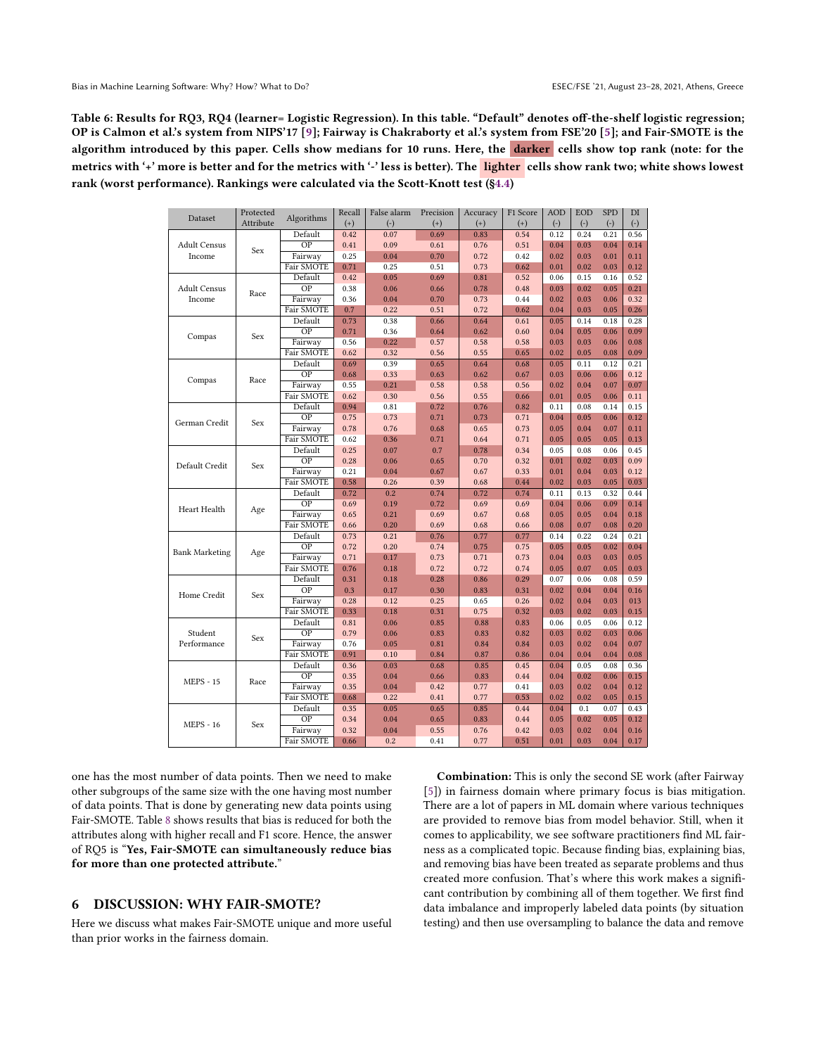Table 6: Results for RQ3, RQ4 (learner= Logistic Regression). In this table. "Default" denotes off-the-shelf logistic regression; OP is Calmon et al.'s system from NIPS'17 [9]; Fairway is Chakraborty et al.'s system from FSE'20 [5]; and Fair-SMOTE is the algorithm introduced by this paper. Cells show medians for 10 runs. Here, the darker cells show top rank (note: for the metrics with '+' more is better and for the metrics with '-' less is better). The lighter cells show rank two; white shows lowest rank (worst performance). Rankings were calculated via the Scott-Knott test (§4.4)

| Dataset | Protected Attribute | Algorithms | Recall (+) | False alarm (-) | Precision (+) | Accuracy (+) | F1 Score (+) | AOD (-) | EOD (-) | SPD (-) | DI (-) |
|---|---|---|---|---|---|---|---|---|---|---|---|
| Adult Census Income | Sex | Default | 0.42 | 0.07 | 0.69 | 0.83 | 0.54 | 0.12 | 0.24 | 0.21 | 0.56 |
| | | OP | 0.41 | 0.09 | 0.61 | 0.76 | 0.51 | 0.04 | 0.03 | 0.04 | 0.14 |
| | | Fairway | 0.25 | 0.04 | 0.70 | 0.72 | 0.42 | 0.02 | 0.03 | 0.01 | 0.11 |
| | | Fair SMOTE | 0.71 | 0.25 | 0.51 | 0.73 | 0.62 | 0.01 | 0.02 | 0.03 | 0.12 |
| Adult Census Income | Race | Default | 0.42 | 0.05 | 0.69 | 0.81 | 0.52 | 0.06 | 0.15 | 0.16 | 0.52 |
| | | OP | 0.38 | 0.06 | 0.66 | 0.78 | 0.48 | 0.03 | 0.02 | 0.05 | 0.21 |
| | | Fairway | 0.36 | 0.04 | 0.70 | 0.73 | 0.44 | 0.02 | 0.03 | 0.06 | 0.32 |
| | | Fair SMOTE | 0.7 | 0.22 | 0.51 | 0.72 | 0.62 | 0.04 | 0.03 | 0.05 | 0.26 |
| Compas | Sex | Default | 0.73 | 0.38 | 0.66 | 0.64 | 0.61 | 0.05 | 0.14 | 0.18 | 0.28 |
| | | OP | 0.71 | 0.36 | 0.64 | 0.62 | 0.60 | 0.04 | 0.05 | 0.06 | 0.09 |
| | | Fairway | 0.56 | 0.22 | 0.57 | 0.58 | 0.58 | 0.03 | 0.03 | 0.06 | 0.08 |
| | | Fair SMOTE | 0.62 | 0.32 | 0.56 | 0.55 | 0.65 | 0.02 | 0.05 | 0.08 | 0.09 |
| Compas | Race | Default | 0.69 | 0.39 | 0.65 | 0.64 | 0.68 | 0.05 | 0.11 | 0.12 | 0.21 |
| | | OP | 0.68 | 0.33 | 0.63 | 0.62 | 0.67 | 0.03 | 0.06 | 0.06 | 0.12 |
| | | Fairway | 0.55 | 0.21 | 0.58 | 0.58 | 0.56 | 0.02 | 0.04 | 0.07 | 0.07 |
| | | Fair SMOTE | 0.62 | 0.30 | 0.56 | 0.55 | 0.66 | 0.01 | 0.05 | 0.06 | 0.11 |
| German Credit | Sex | Default | 0.94 | 0.81 | 0.72 | 0.76 | 0.82 | 0.11 | 0.08 | 0.14 | 0.15 |
| | | OP | 0.75 | 0.73 | 0.71 | 0.73 | 0.71 | 0.04 | 0.05 | 0.06 | 0.12 |
| | | Fairway | 0.78 | 0.76 | 0.68 | 0.65 | 0.73 | 0.05 | 0.04 | 0.07 | 0.11 |
| | | Fair SMOTE | 0.62 | 0.36 | 0.71 | 0.64 | 0.71 | 0.05 | 0.05 | 0.05 | 0.13 |
| Default Credit | Sex | Default | 0.25 | 0.07 | 0.7 | 0.78 | 0.34 | 0.05 | 0.08 | 0.06 | 0.45 |
| | | OP | 0.28 | 0.06 | 0.65 | 0.70 | 0.32 | 0.01 | 0.02 | 0.03 | 0.09 |
| | | Fairway | 0.21 | 0.04 | 0.67 | 0.67 | 0.33 | 0.01 | 0.04 | 0.03 | 0.12 |
| | | Fair SMOTE | 0.58 | 0.26 | 0.39 | 0.68 | 0.44 | 0.02 | 0.03 | 0.05 | 0.03 |
| Heart Health | Age | Default | 0.72 | 0.2 | 0.74 | 0.72 | 0.74 | 0.11 | 0.13 | 0.32 | 0.44 |
| | | OP | 0.69 | 0.19 | 0.72 | 0.69 | 0.69 | 0.04 | 0.06 | 0.09 | 0.14 |
| | | Fairway | 0.65 | 0.21 | 0.69 | 0.67 | 0.68 | 0.05 | 0.05 | 0.04 | 0.18 |
| | | Fair SMOTE | 0.66 | 0.20 | 0.69 | 0.68 | 0.66 | 0.08 | 0.07 | 0.08 | 0.20 |
| Bank Marketing | Age | Default | 0.73 | 0.21 | 0.76 | 0.77 | 0.77 | 0.14 | 0.22 | 0.24 | 0.21 |
| | | OP | 0.72 | 0.20 | 0.74 | 0.75 | 0.75 | 0.05 | 0.05 | 0.02 | 0.04 |
| | | Fairway | 0.71 | 0.17 | 0.73 | 0.71 | 0.73 | 0.04 | 0.03 | 0.03 | 0.05 |
| | | Fair SMOTE | 0.76 | 0.18 | 0.72 | 0.72 | 0.74 | 0.05 | 0.07 | 0.05 | 0.03 |
| Home Credit | Sex | Default | 0.31 | 0.18 | 0.28 | 0.86 | 0.29 | 0.07 | 0.06 | 0.08 | 0.59 |
| | | OP | 0.3 | 0.17 | 0.30 | 0.83 | 0.31 | 0.02 | 0.04 | 0.04 | 0.16 |
| | | Fairway | 0.28 | 0.12 | 0.25 | 0.65 | 0.26 | 0.02 | 0.04 | 0.03 | 013 |
| | | Fair SMOTE | 0.33 | 0.18 | 0.31 | 0.75 | 0.32 | 0.03 | 0.02 | 0.03 | 0.15 |
| Student Performance | Sex | Default | 0.81 | 0.06 | 0.85 | 0.88 | 0.83 | 0.06 | 0.05 | 0.06 | 0.12 |
| | | OP | 0.79 | 0.06 | 0.83 | 0.83 | 0.82 | 0.03 | 0.02 | 0.03 | 0.06 |
| | | Fairway | 0.76 | 0.05 | 0.81 | 0.84 | 0.84 | 0.03 | 0.02 | 0.04 | 0.07 |
| | | Fair SMOTE | 0.91 | 0.10 | 0.84 | 0.87 | 0.86 | 0.04 | 0.04 | 0.04 | 0.08 |
| MEPS - 15 | Race | Default | 0.36 | 0.03 | 0.68 | 0.85 | 0.45 | 0.04 | 0.05 | 0.08 | 0.36 |
| | | OP | 0.35 | 0.04 | 0.66 | 0.83 | 0.44 | 0.04 | 0.02 | 0.06 | 0.15 |
| | | Fairway | 0.35 | 0.04 | 0.42 | 0.77 | 0.41 | 0.03 | 0.02 | 0.04 | 0.12 |
| | | Fair SMOTE | 0.68 | 0.22 | 0.41 | 0.77 | 0.53 | 0.02 | 0.02 | 0.05 | 0.15 |
| MEPS - 16 | Sex | Default | 0.35 | 0.05 | 0.65 | 0.85 | 0.44 | 0.04 | 0.1 | 0.07 | 0.43 |
| | | OP | 0.34 | 0.04 | 0.65 | 0.83 | 0.44 | 0.05 | 0.02 | 0.05 | 0.12 |
| | | Fairway | 0.32 | 0.04 | 0.55 | 0.76 | 0.42 | 0.03 | 0.02 | 0.04 | 0.16 |
| | | Fair SMOTE | 0.66 | 0.2 | 0.41 | 0.77 | 0.51 | 0.01 | 0.03 | 0.04 | 0.17 |

one has the most number of data points. Then we need to make other subgroups of the same size with the one having most number of data points. That is done by generating new data points using Fair-SMOTE. Table 8 shows results that bias is reduced for both the attributes along with higher recall and F1 score. Hence, the answer of RQ5 is "**Yes, Fair-SMOTE can simultaneously reduce bias for more than one protected attribute.**"

## 6 DISCUSSION: WHY FAIR-SMOTE?

Here we discuss what makes Fair-SMOTE unique and more useful than prior works in the fairness domain.

**Combination:** This is only the second SE work (after Fairway [5]) in fairness domain where primary focus is bias mitigation. There are a lot of papers in ML domain where various techniques are provided to remove bias from model behavior. Still, when it comes to applicability, we see software practitioners find ML fairness as a complicated topic. Because finding bias, explaining bias, and removing bias have been treated as separate problems and thus created more confusion. That's where this work makes a significant contribution by combining all of them together. We first find data imbalance and improperly labeled data points (by situation testing) and then use oversampling to balance the data and remove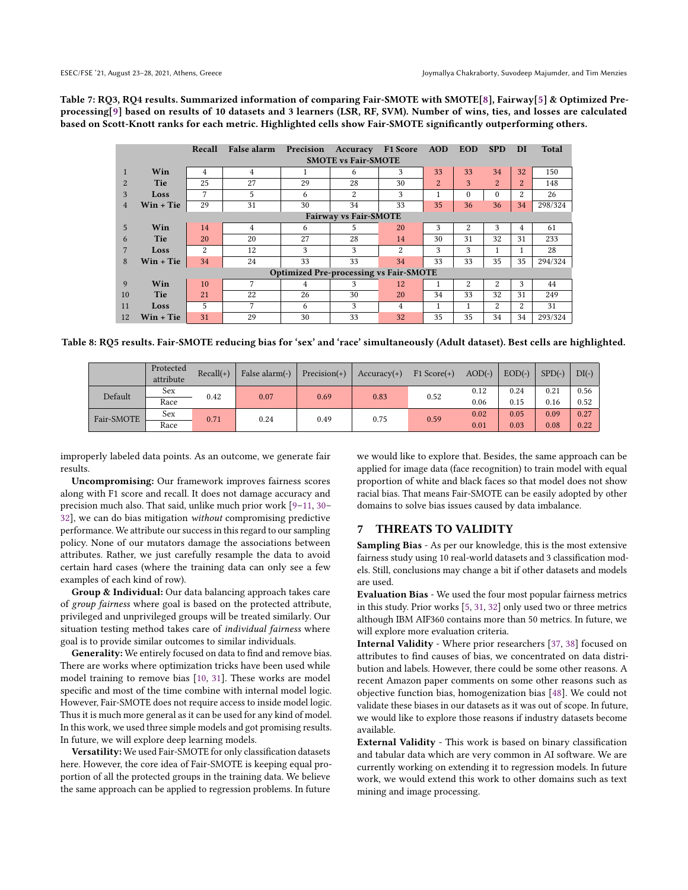**Table 7: RQ3, RQ4 results. Summarized information of comparing Fair-SMOTE with SMOTE[8], Fairway[5] & Optimized Pre-processing[9] based on results of 10 datasets and 3 learners (LSR, RF, SVM). Number of wins, ties, and losses are calculated based on Scott-Knott ranks for each metric. Highlighted cells show Fair-SMOTE significantly outperforming others.**

| | | Recall | False alarm | Precision | Accuracy | F1 Score | AOD | EOD | SPD | DI | Total |
|---|---|---|---|---|---|---|---|---|---|---|---|
| | | **SMOTE vs Fair-SMOTE** | | | | | | | | | |
| 1 | **Win** | 4 | 4 | 1 | 6 | 3 | 33 | 33 | 34 | 32 | 150 |
| 2 | **Tie** | 25 | 27 | 29 | 28 | 30 | 2 | 3 | 2 | 2 | 148 |
| 3 | **Loss** | 7 | 5 | 6 | 2 | 3 | 1 | 0 | 0 | 2 | 26 |
| 4 | **Win + Tie** | 29 | 31 | 30 | 34 | 33 | 35 | 36 | 36 | 34 | 298/324 |
| | | **Fairway vs Fair-SMOTE** | | | | | | | | | |
| 5 | **Win** | 14 | 4 | 6 | 5 | 20 | 3 | 2 | 3 | 4 | 61 |
| 6 | **Tie** | 20 | 20 | 27 | 28 | 14 | 30 | 31 | 32 | 31 | 233 |
| 7 | **Loss** | 2 | 12 | 3 | 3 | 2 | 3 | 3 | 1 | 1 | 28 |
| 8 | **Win + Tie** | 34 | 24 | 33 | 33 | 34 | 33 | 33 | 35 | 35 | 294/324 |
| | | **Optimized Pre-processing vs Fair-SMOTE** | | | | | | | | | |
| 9 | **Win** | 10 | 7 | 4 | 3 | 12 | 1 | 2 | 2 | 3 | 44 |
| 10 | **Tie** | 21 | 22 | 26 | 30 | 20 | 34 | 33 | 32 | 31 | 249 |
| 11 | **Loss** | 5 | 7 | 6 | 3 | 4 | 1 | 1 | 2 | 2 | 31 |
| 12 | **Win + Tie** | 31 | 29 | 30 | 33 | 32 | 35 | 35 | 34 | 34 | 293/324 |

**Table 8: RQ5 results. Fair-SMOTE reducing bias for 'sex' and 'race' simultaneously (Adult dataset). Best cells are highlighted.**

| | Protected attribute | Recall(+) | False alarm(-) | Precision(+) | Accuracy(+) | F1 Score(+) | AOD(-) | EOD(-) | SPD(-) | DI(-) |
|---|---|---|---|---|---|---|---|---|---|---|
| Default | Sex | 0.42 | 0.07 | 0.69 | 0.83 | 0.52 | 0.12 | 0.24 | 0.21 | 0.56 |
| | Race | | | | | | 0.06 | 0.15 | 0.16 | 0.52 |
| Fair-SMOTE | Sex | 0.71 | 0.24 | 0.49 | 0.75 | 0.59 | 0.02 | 0.05 | 0.09 | 0.27 |
| | Race | | | | | | 0.01 | 0.03 | 0.08 | 0.22 |

improperly labeled data points. As an outcome, we generate fair results.

**Uncompromising:** Our framework improves fairness scores along with F1 score and recall. It does not damage accuracy and precision much also. That said, unlike much prior work [9–11, 30–32], we can do bias mitigation *without* compromising predictive performance. We attribute our success in this regard to our sampling policy. None of our mutators damage the associations between attributes. Rather, we just carefully resample the data to avoid certain hard cases (where the training data can only see a few examples of each kind of row).

**Group & Individual:** Our data balancing approach takes care of *group fairness* where goal is based on the protected attribute, privileged and unprivileged groups will be treated similarly. Our situation testing method takes care of *individual fairness* where goal is to provide similar outcomes to similar individuals.

**Generality:** We entirely focused on data to find and remove bias. There are works where optimization tricks have been used while model training to remove bias [10, 31]. These works are model specific and most of the time combine with internal model logic. However, Fair-SMOTE does not require access to inside model logic. Thus it is much more general as it can be used for any kind of model. In this work, we used three simple models and got promising results. In future, we will explore deep learning models.

**Versatility:** We used Fair-SMOTE for only classification datasets here. However, the core idea of Fair-SMOTE is keeping equal proportion of all the protected groups in the training data. We believe the same approach can be applied to regression problems. In future we would like to explore that. Besides, the same approach can be applied for image data (face recognition) to train model with equal proportion of white and black faces so that model does not show racial bias. That means Fair-SMOTE can be easily adopted by other domains to solve bias issues caused by data imbalance.

## 7 THREATS TO VALIDITY

**Sampling Bias** - As per our knowledge, this is the most extensive fairness study using 10 real-world datasets and 3 classification models. Still, conclusions may change a bit if other datasets and models are used.

**Evaluation Bias** - We used the four most popular fairness metrics in this study. Prior works [5, 31, 32] only used two or three metrics although IBM AIF360 contains more than 50 metrics. In future, we will explore more evaluation criteria.

**Internal Validity** - Where prior researchers [37, 38] focused on attributes to find causes of bias, we concentrated on data distribution and labels. However, there could be some other reasons. A recent Amazon paper comments on some other reasons such as objective function bias, homogenization bias [48]. We could not validate these biases in our datasets as it was out of scope. In future, we would like to explore those reasons if industry datasets become available.

**External Validity** - This work is based on binary classification and tabular data which are very common in AI software. We are currently working on extending it to regression models. In future work, we would extend this work to other domains such as text mining and image processing.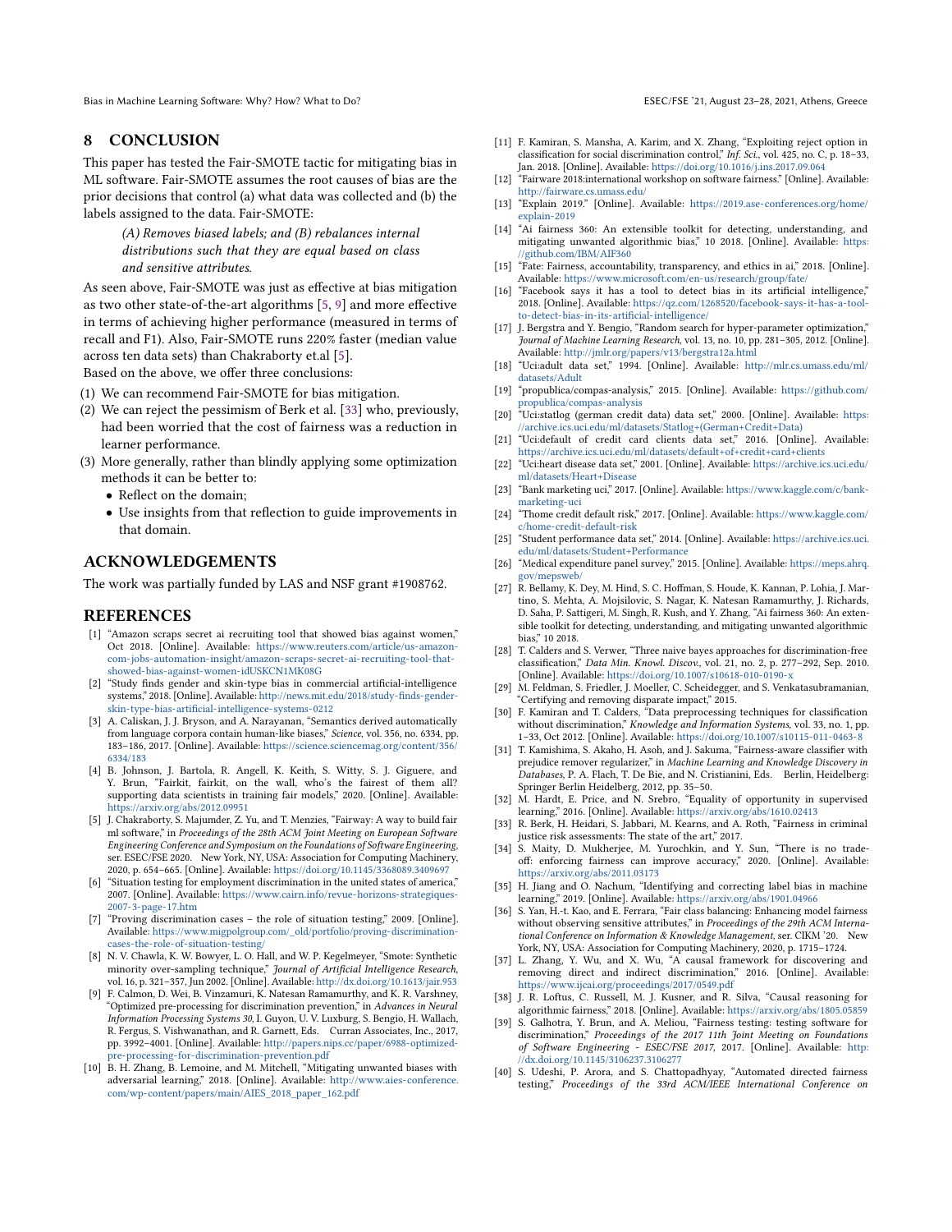## 8 CONCLUSION

This paper has tested the Fair-SMOTE tactic for mitigating bias in ML software. Fair-SMOTE assumes the root causes of bias are the prior decisions that control (a) what data was collected and (b) the labels assigned to the data. Fair-SMOTE:

> *(A) Removes biased labels; and (B) rebalances internal distributions such that they are equal based on class and sensitive attributes.*

As seen above, Fair-SMOTE was just as effective at bias mitigation as two other state-of-the-art algorithms [5, 9] and more effective in terms of achieving higher performance (measured in terms of recall and F1). Also, Fair-SMOTE runs 220% faster (median value across ten data sets) than Chakraborty et.al [5].

Based on the above, we offer three conclusions:

1. We can recommend Fair-SMOTE for bias mitigation.
2. We can reject the pessimism of Berk et al. [33] who, previously, had been worried that the cost of fairness was a reduction in learner performance.
3. More generally, rather than blindly applying some optimization methods it can be better to:
   - Reflect on the domain;
   - Use insights from that reflection to guide improvements in that domain.

## ACKNOWLEDGEMENTS

The work was partially funded by LAS and NSF grant #1908762.

## REFERENCES

[1] "Amazon scraps secret ai recruiting tool that showed bias against women," Oct 2018. [Online]. Available: https://www.reuters.com/article/us-amazon-com-jobs-automation-insight/amazon-scraps-secret-ai-recruiting-tool-that-showed-bias-against-women-idUSKCN1MK08G

[2] "Study finds gender and skin-type bias in commercial artificial-intelligence systems," 2018. [Online]. Available: http://news.mit.edu/2018/study-finds-gender-skin-type-bias-artificial-intelligence-systems-0212

[3] A. Caliskan, J. J. Bryson, and A. Narayanan, "Semantics derived automatically from language corpora contain human-like biases," *Science*, vol. 356, no. 6334, pp. 183–186, 2017. [Online]. Available: https://science.sciencemag.org/content/356/6334/183

[4] B. Johnson, J. Bartola, R. Angell, K. Keith, S. Witty, S. J. Giguere, and Y. Brun, "Fairkit, fairkit, on the wall, who's the fairest of them all? supporting data scientists in training fair models," 2020. [Online]. Available: https://arxiv.org/abs/2012.09951

[5] J. Chakraborty, S. Majumder, Z. Yu, and T. Menzies, "Fairway: A way to build fair ml software," in *Proceedings of the 28th ACM Joint Meeting on European Software Engineering Conference and Symposium on the Foundations of Software Engineering*, ser. ESEC/FSE 2020. New York, NY, USA: Association for Computing Machinery, 2020, p. 654–665. [Online]. Available: https://doi.org/10.1145/3368089.3409697

[6] "Situation testing for employment discrimination in the united states of america," 2007. [Online]. Available: https://www.cairn.info/revue-horizons-strategiques-2007-3-page-17.htm

[7] "Proving discrimination cases – the role of situation testing," 2009. [Online]. Available: https://www.migpolgroup.com/_old/portfolio/proving-discrimination-cases-the-role-of-situation-testing/

[8] N. V. Chawla, K. W. Bowyer, L. O. Hall, and W. P. Kegelmeyer, "Smote: Synthetic minority over-sampling technique," *Journal of Artificial Intelligence Research*, vol. 16, p. 321–357, Jun 2002. [Online]. Available: http://dx.doi.org/10.1613/jair.953

[9] F. Calmon, D. Wei, B. Vinzamuri, K. Natesan Ramamurthy, and K. R. Varshney, "Optimized pre-processing for discrimination prevention," in *Advances in Neural Information Processing Systems 30*, I. Guyon, U. V. Luxburg, S. Bengio, H. Wallach, R. Fergus, S. Vishwanathan, and R. Garnett, Eds. Curran Associates, Inc., 2017, pp. 3992–4001. [Online]. Available: http://papers.nips.cc/paper/6988-optimized-pre-processing-for-discrimination-prevention.pdf

[10] B. H. Zhang, B. Lemoine, and M. Mitchell, "Mitigating unwanted biases with adversarial learning," 2018. [Online]. Available: http://www.aies-conference.com/wp-content/papers/main/AIES_2018_paper_162.pdf

[11] F. Kamiran, S. Mansha, A. Karim, and X. Zhang, "Exploiting reject option in classification for social discrimination control," *Inf. Sci.*, vol. 425, no. C, p. 18–33, Jan. 2018. [Online]. Available: https://doi.org/10.1016/j.ins.2017.09.064

[12] "Fairware 2018:international workshop on software fairness." [Online]. Available: http://fairware.cs.umass.edu/

[13] "Explain 2019." [Online]. Available: https://2019.ase-conferences.org/home/explain-2019

[14] "Ai fairness 360: An extensible toolkit for detecting, understanding, and mitigating unwanted algorithmic bias," 10 2018. [Online]. Available: https://github.com/IBM/AIF360

[15] "Fate: Fairness, accountability, transparency, and ethics in ai," 2018. [Online]. Available: https://www.microsoft.com/en-us/research/group/fate/

[16] "Facebook says it has a tool to detect bias in its artificial intelligence," 2018. [Online]. Available: https://qz.com/1268520/facebook-says-it-has-a-tool-to-detect-bias-in-its-artificial-intelligence/

[17] J. Bergstra and Y. Bengio, "Random search for hyper-parameter optimization," *Journal of Machine Learning Research*, vol. 13, no. 10, pp. 281–305, 2012. [Online]. Available: http://jmlr.org/papers/v13/bergstra12a.html

[18] "Uci:adult data set," 1994. [Online]. Available: http://mlr.cs.umass.edu/ml/datasets/Adult

[19] "propublica/compas-analysis," 2015. [Online]. Available: https://github.com/propublica/compas-analysis

[20] "Uci:statlog (german credit data) data set," 2000. [Online]. Available: https://archive.ics.uci.edu/ml/datasets/Statlog+(German+Credit+Data)

[21] "Uci:default of credit card clients data set," 2016. [Online]. Available: https://archive.ics.uci.edu/ml/datasets/default+of+credit+card+clients

[22] "Uci:heart disease data set," 2001. [Online]. Available: https://archive.ics.uci.edu/ml/datasets/Heart+Disease

[23] "Bank marketing uci," 2017. [Online]. Available: https://www.kaggle.com/c/bank-marketing-uci

[24] "Thome credit default risk," 2017. [Online]. Available: https://www.kaggle.com/c/home-credit-default-risk

[25] "Student performance data set," 2014. [Online]. Available: https://archive.ics.uci.edu/ml/datasets/Student+Performance

[26] "Medical expenditure panel survey," 2015. [Online]. Available: https://meps.ahrq.gov/mepsweb/

[27] R. Bellamy, K. Dey, M. Hind, S. C. Hoffman, S. Houde, K. Kannan, P. Lohia, J. Martino, S. Mehta, A. Mojsilovic, S. Nagar, K. Natesan Ramamurthy, J. Richards, D. Saha, P. Sattigeri, M. Singh, R. Kush, and Y. Zhang, "Ai fairness 360: An extensible toolkit for detecting, understanding, and mitigating unwanted algorithmic bias," 10 2018.

[28] T. Calders and S. Verwer, "Three naive bayes approaches for discrimination-free classification," *Data Min. Knowl. Discov.*, vol. 21, no. 2, p. 277–292, Sep. 2010. [Online]. Available: https://doi.org/10.1007/s10618-010-0190-x

[29] M. Feldman, S. Friedler, J. Moeller, C. Scheidegger, and S. Venkatasubramanian, "Certifying and removing disparate impact," 2015.

[30] F. Kamiran and T. Calders, "Data preprocessing techniques for classification without discrimination," *Knowledge and Information Systems*, vol. 33, no. 1, pp. 1–33, Oct 2012. [Online]. Available: https://doi.org/10.1007/s10115-011-0463-8

[31] T. Kamishima, S. Akaho, H. Asoh, and J. Sakuma, "Fairness-aware classifier with prejudice remover regularizer," in *Machine Learning and Knowledge Discovery in Databases*, P. A. Flach, T. De Bie, and N. Cristianini, Eds. Berlin, Heidelberg: Springer Berlin Heidelberg, 2012, pp. 35–50.

[32] M. Hardt, E. Price, and N. Srebro, "Equality of opportunity in supervised learning," 2016. [Online]. Available: https://arxiv.org/abs/1610.02413

[33] R. Berk, H. Heidari, S. Jabbari, M. Kearns, and A. Roth, "Fairness in criminal justice risk assessments: The state of the art," 2017.

[34] S. Maity, D. Mukherjee, M. Yurochkin, and Y. Sun, "There is no trade-off: enforcing fairness can improve accuracy," 2020. [Online]. Available: https://arxiv.org/abs/2011.03173

[35] H. Jiang and O. Nachum, "Identifying and correcting label bias in machine learning," 2019. [Online]. Available: https://arxiv.org/abs/1901.04966

[36] S. Yan, H.-t. Kao, and E. Ferrara, "Fair class balancing: Enhancing model fairness without observing sensitive attributes," in *Proceedings of the 29th ACM International Conference on Information & Knowledge Management*, ser. CIKM '20. New York, NY, USA: Association for Computing Machinery, 2020, p. 1715–1724.

[37] L. Zhang, Y. Wu, and X. Wu, "A causal framework for discovering and removing direct and indirect discrimination," 2016. [Online]. Available: https://www.ijcai.org/proceedings/2017/0549.pdf

[38] J. R. Loftus, C. Russell, M. J. Kusner, and R. Silva, "Causal reasoning for algorithmic fairness," 2018. [Online]. Available: https://arxiv.org/abs/1805.05859

[39] S. Galhotra, Y. Brun, and A. Meliou, "Fairness testing: testing software for discrimination," *Proceedings of the 2017 11th Joint Meeting on Foundations of Software Engineering - ESEC/FSE 2017*, 2017. [Online]. Available: http://dx.doi.org/10.1145/3106237.3106277

[40] S. Udeshi, P. Arora, and S. Chattopadhyay, "Automated directed fairness testing," *Proceedings of the 33rd ACM/IEEE International Conference on*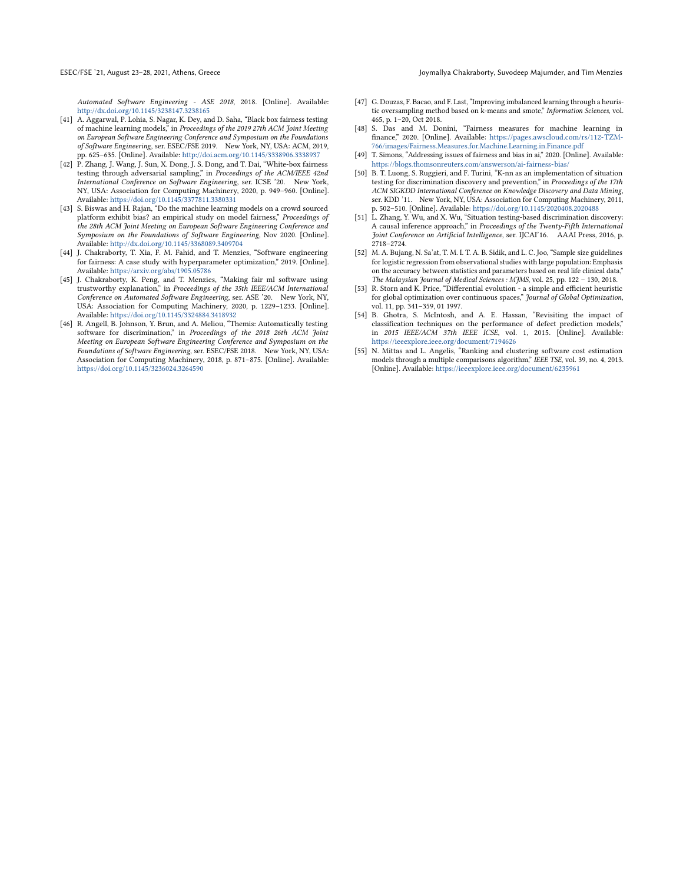*Automated Software Engineering - ASE 2018*, 2018. [Online]. Available: http://dx.doi.org/10.1145/3238147.3238165

[41] A. Aggarwal, P. Lohia, S. Nagar, K. Dey, and D. Saha, "Black box fairness testing of machine learning models," in *Proceedings of the 2019 27th ACM Joint Meeting on European Software Engineering Conference and Symposium on the Foundations of Software Engineering*, ser. ESEC/FSE 2019. New York, NY, USA: ACM, 2019, pp. 625–635. [Online]. Available: http://doi.acm.org/10.1145/3338906.3338937

[42] P. Zhang, J. Wang, J. Sun, X. Dong, J. S. Dong, and T. Dai, "White-box fairness testing through adversarial sampling," in *Proceedings of the ACM/IEEE 42nd International Conference on Software Engineering*, ser. ICSE '20. New York, NY, USA: Association for Computing Machinery, 2020, p. 949–960. [Online]. Available: https://doi.org/10.1145/3377811.3380331

[43] S. Biswas and H. Rajan, "Do the machine learning models on a crowd sourced platform exhibit bias? an empirical study on model fairness," *Proceedings of the 28th ACM Joint Meeting on European Software Engineering Conference and Symposium on the Foundations of Software Engineering*, Nov 2020. [Online]. Available: http://dx.doi.org/10.1145/3368089.3409704

[44] J. Chakraborty, T. Xia, F. M. Fahid, and T. Menzies, "Software engineering for fairness: A case study with hyperparameter optimization," 2019. [Online]. Available: https://arxiv.org/abs/1905.05786

[45] J. Chakraborty, K. Peng, and T. Menzies, "Making fair ml software using trustworthy explanation," in *Proceedings of the 35th IEEE/ACM International Conference on Automated Software Engineering*, ser. ASE '20. New York, NY, USA: Association for Computing Machinery, 2020, p. 1229–1233. [Online]. Available: https://doi.org/10.1145/3324884.3418932

[46] R. Angell, B. Johnson, Y. Brun, and A. Meliou, "Themis: Automatically testing software for discrimination," in *Proceedings of the 2018 26th ACM Joint Meeting on European Software Engineering Conference and Symposium on the Foundations of Software Engineering*, ser. ESEC/FSE 2018. New York, NY, USA: Association for Computing Machinery, 2018, p. 871–875. [Online]. Available: https://doi.org/10.1145/3236024.3264590

[47] G. Douzas, F. Bacao, and F. Last, "Improving imbalanced learning through a heuristic oversampling method based on k-means and smote," *Information Sciences*, vol. 465, p. 1–20, Oct 2018.

[48] S. Das and M. Donini, "Fairness measures for machine learning in finance," 2020. [Online]. Available: https://pages.awscloud.com/rs/112-TZM-766/images/Fairness.Measures.for.Machine.Learning.in.Finance.pdf

[49] T. Simons, "Addressing issues of fairness and bias in ai," 2020. [Online]. Available: https://blogs.thomsonreuters.com/answerson/ai-fairness-bias/

[50] B. T. Luong, S. Ruggieri, and F. Turini, "K-nn as an implementation of situation testing for discrimination discovery and prevention," in *Proceedings of the 17th ACM SIGKDD International Conference on Knowledge Discovery and Data Mining*, ser. KDD '11. New York, NY, USA: Association for Computing Machinery, 2011, p. 502–510. [Online]. Available: https://doi.org/10.1145/2020408.2020488

[51] L. Zhang, Y. Wu, and X. Wu, "Situation testing-based discrimination discovery: A causal inference approach," in *Proceedings of the Twenty-Fifth International Joint Conference on Artificial Intelligence*, ser. IJCAI'16. AAAI Press, 2016, p. 2718–2724.

[52] M. A. Bujang, N. Sa'at, T. M. I. T. A. B. Sidik, and L. C. Joo, "Sample size guidelines for logistic regression from observational studies with large population: Emphasis on the accuracy between statistics and parameters based on real life clinical data," *The Malaysian Journal of Medical Sciences : MJMS*, vol. 25, pp. 122 – 130, 2018.

[53] R. Storn and K. Price, "Differential evolution - a simple and efficient heuristic for global optimization over continuous spaces," *Journal of Global Optimization*, vol. 11, pp. 341–359, 01 1997.

[54] B. Ghotra, S. McIntosh, and A. E. Hassan, "Revisiting the impact of classification techniques on the performance of defect prediction models," in *2015 IEEE/ACM 37th IEEE ICSE*, vol. 1, 2015. [Online]. Available: https://ieeexplore.ieee.org/document/7194626

[55] N. Mittas and L. Angelis, "Ranking and clustering software cost estimation models through a multiple comparisons algorithm," *IEEE TSE*, vol. 39, no. 4, 2013. [Online]. Available: https://ieeexplore.ieee.org/document/6235961